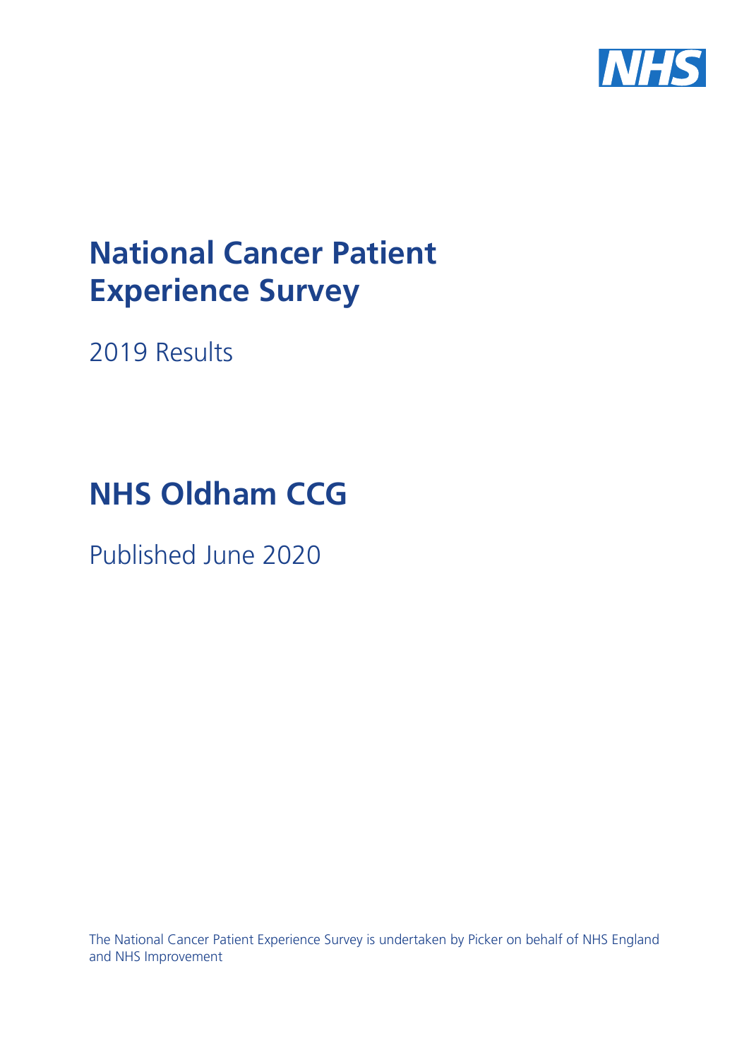NHS

# National Cancer Patient Experience Survey

2019 Results

# NHS Oldham CCG

Published June 2020

The National Cancer Patient Experience Survey is undertaken by Picker on behalf of NHS England and NHS Improvement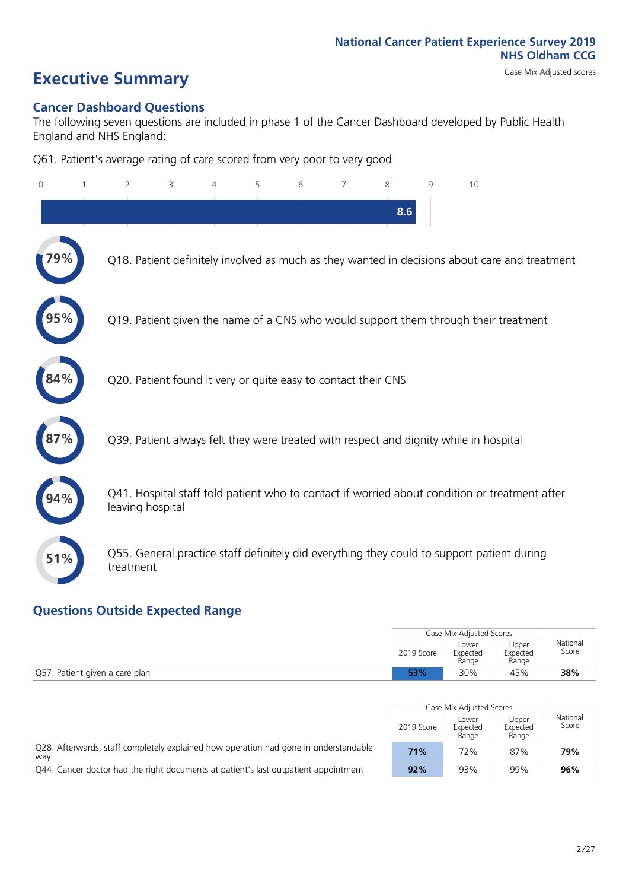# Executive Summary

## Cancer Dashboard Questions

The following seven questions are included in phase 1 of the Cancer Dashboard developed by Public Health England and NHS England:

Q61. Patient's average rating of care scored from very poor to very good

8.6

- **79%** Q18. Patient definitely involved as much as they wanted in decisions about care and treatment
- **95%** Q19. Patient given the name of a CNS who would support them through their treatment
- **84%** Q20. Patient found it very or quite easy to contact their CNS
- **87%** Q39. Patient always felt they were treated with respect and dignity while in hospital
- **94%** Q41. Hospital staff told patient who to contact if worried about condition or treatment after leaving hospital
- **51%** Q55. General practice staff definitely did everything they could to support patient during treatment

## Questions Outside Expected Range

| | Case Mix Adjusted Scores | | | National Score |
|---|---|---|---|---|
| | 2019 Score | Lower Expected Range | Upper Expected Range | |
| Q57. Patient given a care plan | **53%** | 30% | 45% | **38%** |

| | Case Mix Adjusted Scores | | | National Score |
|---|---|---|---|---|
| | 2019 Score | Lower Expected Range | Upper Expected Range | |
| Q28. Afterwards, staff completely explained how operation had gone in understandable way | **71%** | 72% | 87% | **79%** |
| Q44. Cancer doctor had the right documents at patient's last outpatient appointment | **92%** | 93% | 99% | **96%** |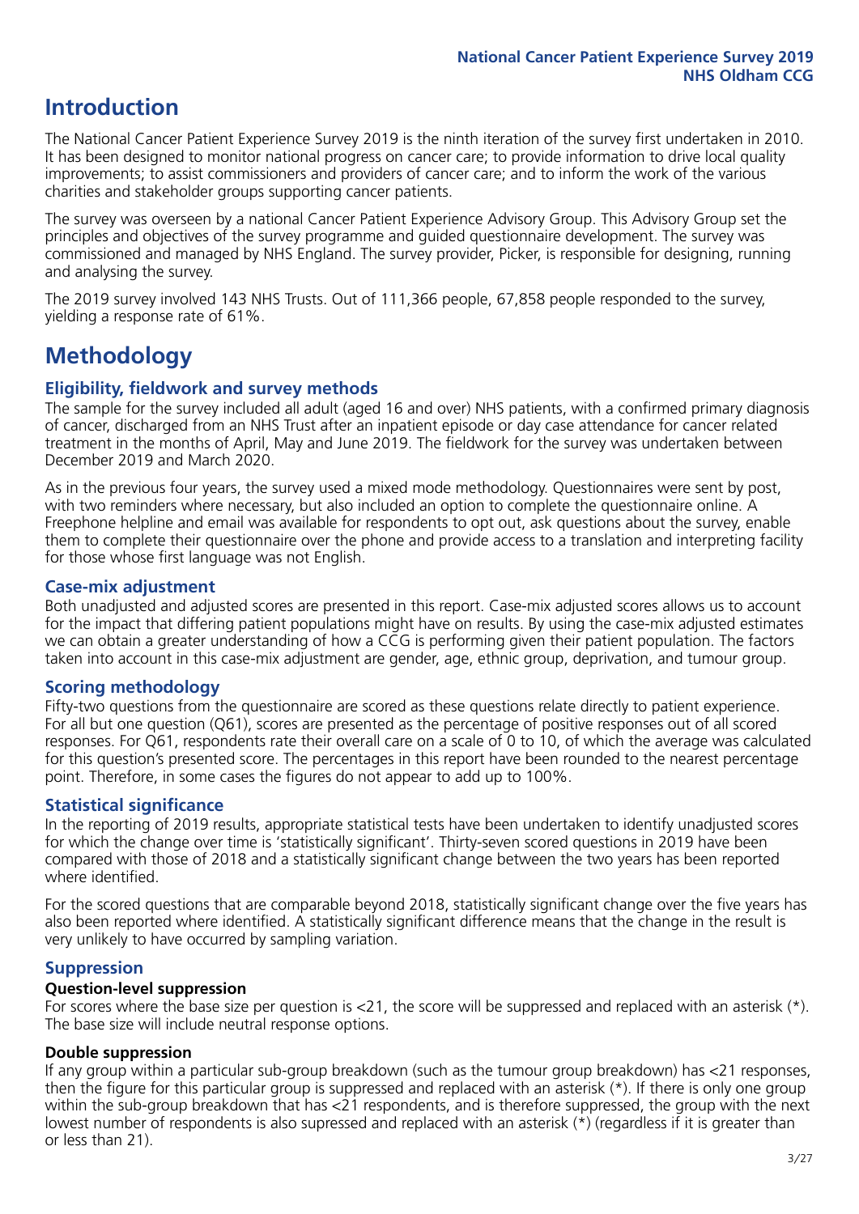# Introduction

The National Cancer Patient Experience Survey 2019 is the ninth iteration of the survey first undertaken in 2010. It has been designed to monitor national progress on cancer care; to provide information to drive local quality improvements; to assist commissioners and providers of cancer care; and to inform the work of the various charities and stakeholder groups supporting cancer patients.

The survey was overseen by a national Cancer Patient Experience Advisory Group. This Advisory Group set the principles and objectives of the survey programme and guided questionnaire development. The survey was commissioned and managed by NHS England. The survey provider, Picker, is responsible for designing, running and analysing the survey.

The 2019 survey involved 143 NHS Trusts. Out of 111,366 people, 67,858 people responded to the survey, yielding a response rate of 61%.

# Methodology

## Eligibility, fieldwork and survey methods

The sample for the survey included all adult (aged 16 and over) NHS patients, with a confirmed primary diagnosis of cancer, discharged from an NHS Trust after an inpatient episode or day case attendance for cancer related treatment in the months of April, May and June 2019. The fieldwork for the survey was undertaken between December 2019 and March 2020.

As in the previous four years, the survey used a mixed mode methodology. Questionnaires were sent by post, with two reminders where necessary, but also included an option to complete the questionnaire online. A Freephone helpline and email was available for respondents to opt out, ask questions about the survey, enable them to complete their questionnaire over the phone and provide access to a translation and interpreting facility for those whose first language was not English.

## Case-mix adjustment

Both unadjusted and adjusted scores are presented in this report. Case-mix adjusted scores allows us to account for the impact that differing patient populations might have on results. By using the case-mix adjusted estimates we can obtain a greater understanding of how a CCG is performing given their patient population. The factors taken into account in this case-mix adjustment are gender, age, ethnic group, deprivation, and tumour group.

## Scoring methodology

Fifty-two questions from the questionnaire are scored as these questions relate directly to patient experience. For all but one question (Q61), scores are presented as the percentage of positive responses out of all scored responses. For Q61, respondents rate their overall care on a scale of 0 to 10, of which the average was calculated for this question's presented score. The percentages in this report have been rounded to the nearest percentage point. Therefore, in some cases the figures do not appear to add up to 100%.

## Statistical significance

In the reporting of 2019 results, appropriate statistical tests have been undertaken to identify unadjusted scores for which the change over time is 'statistically significant'. Thirty-seven scored questions in 2019 have been compared with those of 2018 and a statistically significant change between the two years has been reported where identified.

For the scored questions that are comparable beyond 2018, statistically significant change over the five years has also been reported where identified. A statistically significant difference means that the change in the result is very unlikely to have occurred by sampling variation.

## Suppression

### Question-level suppression

For scores where the base size per question is <21, the score will be suppressed and replaced with an asterisk (*). The base size will include neutral response options.

### Double suppression

If any group within a particular sub-group breakdown (such as the tumour group breakdown) has <21 responses, then the figure for this particular group is suppressed and replaced with an asterisk (*). If there is only one group within the sub-group breakdown that has <21 respondents, and is therefore suppressed, the group with the next lowest number of respondents is also supressed and replaced with an asterisk (*) (regardless if it is greater than or less than 21).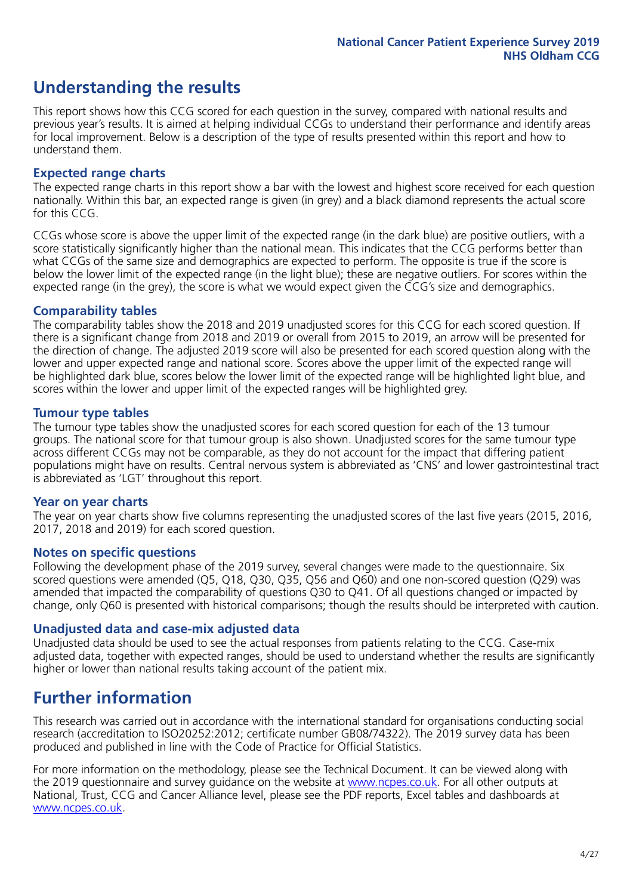# Understanding the results

This report shows how this CCG scored for each question in the survey, compared with national results and previous year's results. It is aimed at helping individual CCGs to understand their performance and identify areas for local improvement. Below is a description of the type of results presented within this report and how to understand them.

## Expected range charts

The expected range charts in this report show a bar with the lowest and highest score received for each question nationally. Within this bar, an expected range is given (in grey) and a black diamond represents the actual score for this CCG.

CCGs whose score is above the upper limit of the expected range (in the dark blue) are positive outliers, with a score statistically significantly higher than the national mean. This indicates that the CCG performs better than what CCGs of the same size and demographics are expected to perform. The opposite is true if the score is below the lower limit of the expected range (in the light blue); these are negative outliers. For scores within the expected range (in the grey), the score is what we would expect given the CCG's size and demographics.

## Comparability tables

The comparability tables show the 2018 and 2019 unadjusted scores for this CCG for each scored question. If there is a significant change from 2018 and 2019 or overall from 2015 to 2019, an arrow will be presented for the direction of change. The adjusted 2019 score will also be presented for each scored question along with the lower and upper expected range and national score. Scores above the upper limit of the expected range will be highlighted dark blue, scores below the lower limit of the expected range will be highlighted light blue, and scores within the lower and upper limit of the expected ranges will be highlighted grey.

## Tumour type tables

The tumour type tables show the unadjusted scores for each scored question for each of the 13 tumour groups. The national score for that tumour group is also shown. Unadjusted scores for the same tumour type across different CCGs may not be comparable, as they do not account for the impact that differing patient populations might have on results. Central nervous system is abbreviated as 'CNS' and lower gastrointestinal tract is abbreviated as 'LGT' throughout this report.

## Year on year charts

The year on year charts show five columns representing the unadjusted scores of the last five years (2015, 2016, 2017, 2018 and 2019) for each scored question.

## Notes on specific questions

Following the development phase of the 2019 survey, several changes were made to the questionnaire. Six scored questions were amended (Q5, Q18, Q30, Q35, Q56 and Q60) and one non-scored question (Q29) was amended that impacted the comparability of questions Q30 to Q41. Of all questions changed or impacted by change, only Q60 is presented with historical comparisons; though the results should be interpreted with caution.

## Unadjusted data and case-mix adjusted data

Unadjusted data should be used to see the actual responses from patients relating to the CCG. Case-mix adjusted data, together with expected ranges, should be used to understand whether the results are significantly higher or lower than national results taking account of the patient mix.

# Further information

This research was carried out in accordance with the international standard for organisations conducting social research (accreditation to ISO20252:2012; certificate number GB08/74322). The 2019 survey data has been produced and published in line with the Code of Practice for Official Statistics.

For more information on the methodology, please see the Technical Document. It can be viewed along with the 2019 questionnaire and survey guidance on the website at www.ncpes.co.uk. For all other outputs at National, Trust, CCG and Cancer Alliance level, please see the PDF reports, Excel tables and dashboards at www.ncpes.co.uk.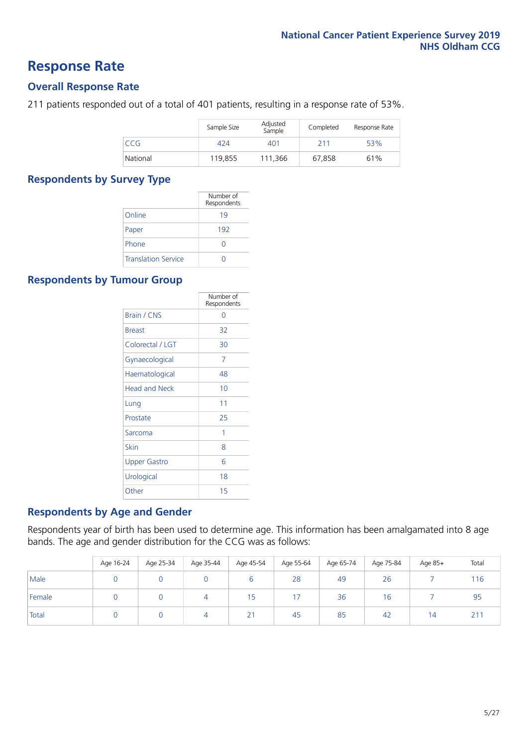# Response Rate

## Overall Response Rate

211 patients responded out of a total of 401 patients, resulting in a response rate of 53%.

| | Sample Size | Adjusted Sample | Completed | Response Rate |
|---|---|---|---|---|
| CCG | 424 | 401 | 211 | 53% |
| National | 119,855 | 111,366 | 67,858 | 61% |

## Respondents by Survey Type

| | Number of Respondents |
|---|---|
| Online | 19 |
| Paper | 192 |
| Phone | 0 |
| Translation Service | 0 |

## Respondents by Tumour Group

| | Number of Respondents |
|---|---|
| Brain / CNS | 0 |
| Breast | 32 |
| Colorectal / LGT | 30 |
| Gynaecological | 7 |
| Haematological | 48 |
| Head and Neck | 10 |
| Lung | 11 |
| Prostate | 25 |
| Sarcoma | 1 |
| Skin | 8 |
| Upper Gastro | 6 |
| Urological | 18 |
| Other | 15 |

## Respondents by Age and Gender

Respondents year of birth has been used to determine age. This information has been amalgamated into 8 age bands. The age and gender distribution for the CCG was as follows:

| | Age 16-24 | Age 25-34 | Age 35-44 | Age 45-54 | Age 55-64 | Age 65-74 | Age 75-84 | Age 85+ | Total |
|---|---|---|---|---|---|---|---|---|---|
| Male | 0 | 0 | 0 | 6 | 28 | 49 | 26 | 7 | 116 |
| Female | 0 | 0 | 4 | 15 | 17 | 36 | 16 | 7 | 95 |
| Total | 0 | 0 | 4 | 21 | 45 | 85 | 42 | 14 | 211 |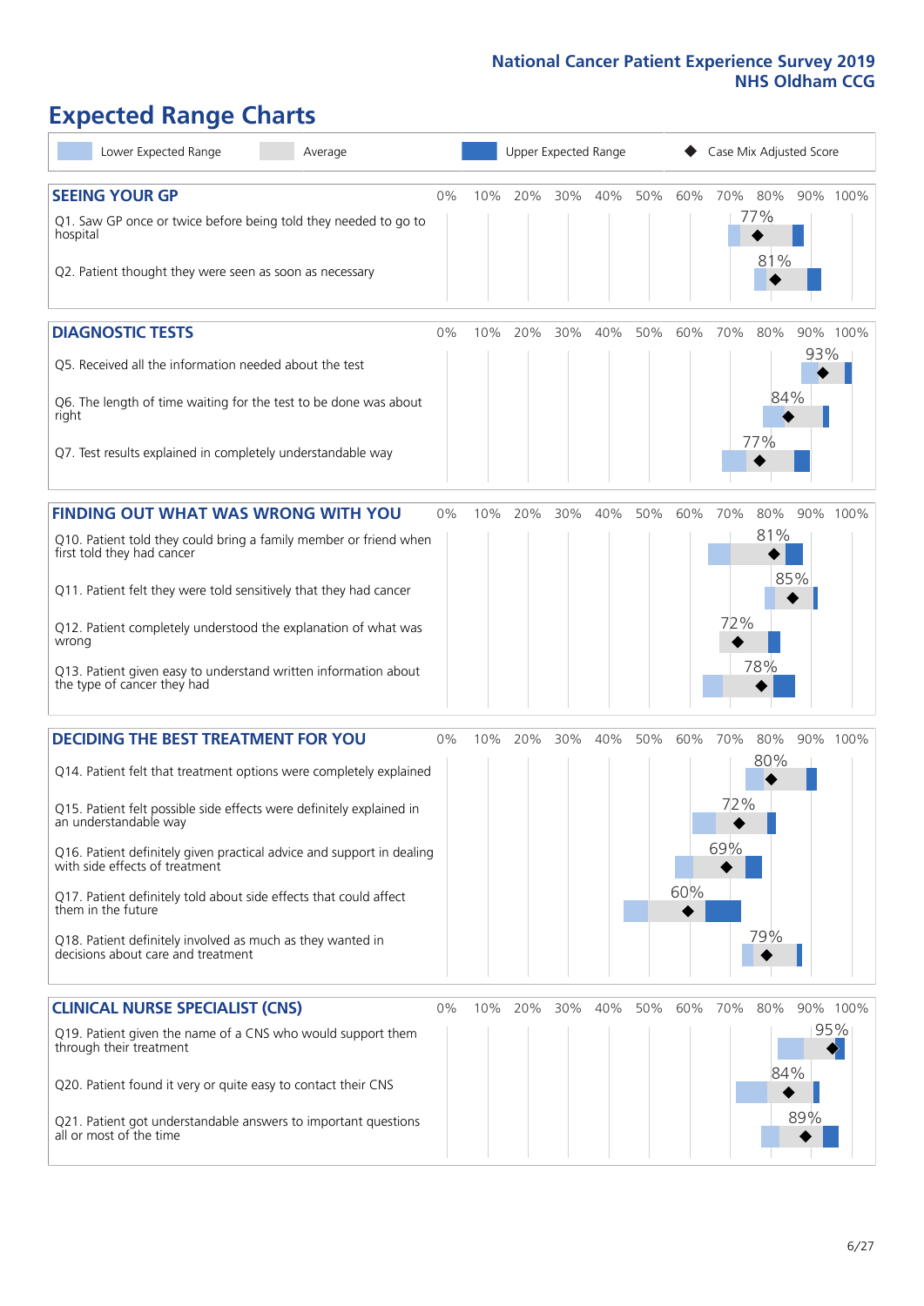# Expected Range Charts

Legend: Lower Expected Range | Average | Upper Expected Range | ◆ Case Mix Adjusted Score

## SEEING YOUR GP

| Question | Case Mix Adjusted Score |
|---|---|
| Q1. Saw GP once or twice before being told they needed to go to hospital | 77% |
| Q2. Patient thought they were seen as soon as necessary | 81% |

## DIAGNOSTIC TESTS

| Question | Case Mix Adjusted Score |
|---|---|
| Q5. Received all the information needed about the test | 93% |
| Q6. The length of time waiting for the test to be done was about right | 84% |
| Q7. Test results explained in completely understandable way | 77% |

## FINDING OUT WHAT WAS WRONG WITH YOU

| Question | Case Mix Adjusted Score |
|---|---|
| Q10. Patient told they could bring a family member or friend when first told they had cancer | 81% |
| Q11. Patient felt they were told sensitively that they had cancer | 85% |
| Q12. Patient completely understood the explanation of what was wrong | 72% |
| Q13. Patient given easy to understand written information about the type of cancer they had | 78% |

## DECIDING THE BEST TREATMENT FOR YOU

| Question | Case Mix Adjusted Score |
|---|---|
| Q14. Patient felt that treatment options were completely explained | 80% |
| Q15. Patient felt possible side effects were definitely explained in an understandable way | 72% |
| Q16. Patient definitely given practical advice and support in dealing with side effects of treatment | 69% |
| Q17. Patient definitely told about side effects that could affect them in the future | 60% |
| Q18. Patient definitely involved as much as they wanted in decisions about care and treatment | 79% |

## CLINICAL NURSE SPECIALIST (CNS)

| Question | Case Mix Adjusted Score |
|---|---|
| Q19. Patient given the name of a CNS who would support them through their treatment | 95% |
| Q20. Patient found it very or quite easy to contact their CNS | 84% |
| Q21. Patient got understandable answers to important questions all or most of the time | 89% |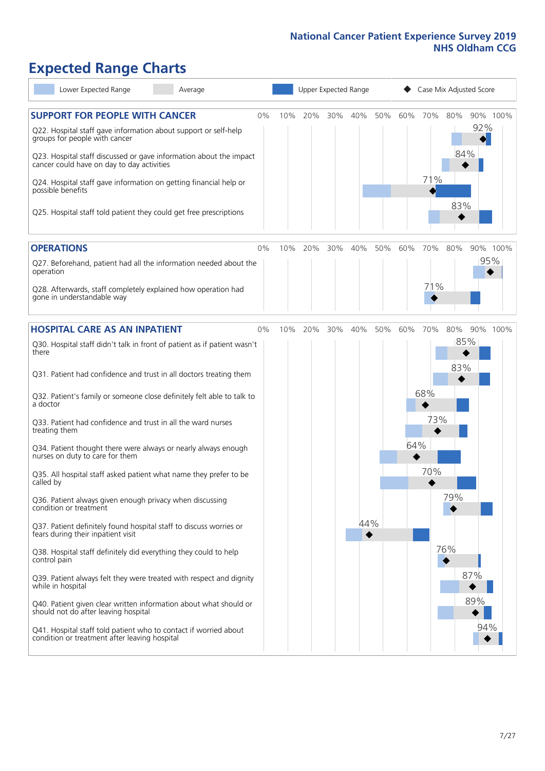# Expected Range Charts

Lower Expected Range | Average | Upper Expected Range | Case Mix Adjusted Score

## SUPPORT FOR PEOPLE WITH CANCER

| Question | Case Mix Adjusted Score |
|---|---|
| Q22. Hospital staff gave information about support or self-help groups for people with cancer | 92% |
| Q23. Hospital staff discussed or gave information about the impact cancer could have on day to day activities | 84% |
| Q24. Hospital staff gave information on getting financial help or possible benefits | 71% |
| Q25. Hospital staff told patient they could get free prescriptions | 83% |

## OPERATIONS

| Question | Case Mix Adjusted Score |
|---|---|
| Q27. Beforehand, patient had all the information needed about the operation | 95% |
| Q28. Afterwards, staff completely explained how operation had gone in understandable way | 71% |

## HOSPITAL CARE AS AN INPATIENT

| Question | Case Mix Adjusted Score |
|---|---|
| Q30. Hospital staff didn't talk in front of patient as if patient wasn't there | 85% |
| Q31. Patient had confidence and trust in all doctors treating them | 83% |
| Q32. Patient's family or someone close definitely felt able to talk to a doctor | 68% |
| Q33. Patient had confidence and trust in all the ward nurses treating them | 73% |
| Q34. Patient thought there were always or nearly always enough nurses on duty to care for them | 64% |
| Q35. All hospital staff asked patient what name they prefer to be called by | 70% |
| Q36. Patient always given enough privacy when discussing condition or treatment | 79% |
| Q37. Patient definitely found hospital staff to discuss worries or fears during their inpatient visit | 44% |
| Q38. Hospital staff definitely did everything they could to help control pain | 76% |
| Q39. Patient always felt they were treated with respect and dignity while in hospital | 87% |
| Q40. Patient given clear written information about what should or should not do after leaving hospital | 89% |
| Q41. Hospital staff told patient who to contact if worried about condition or treatment after leaving hospital | 94% |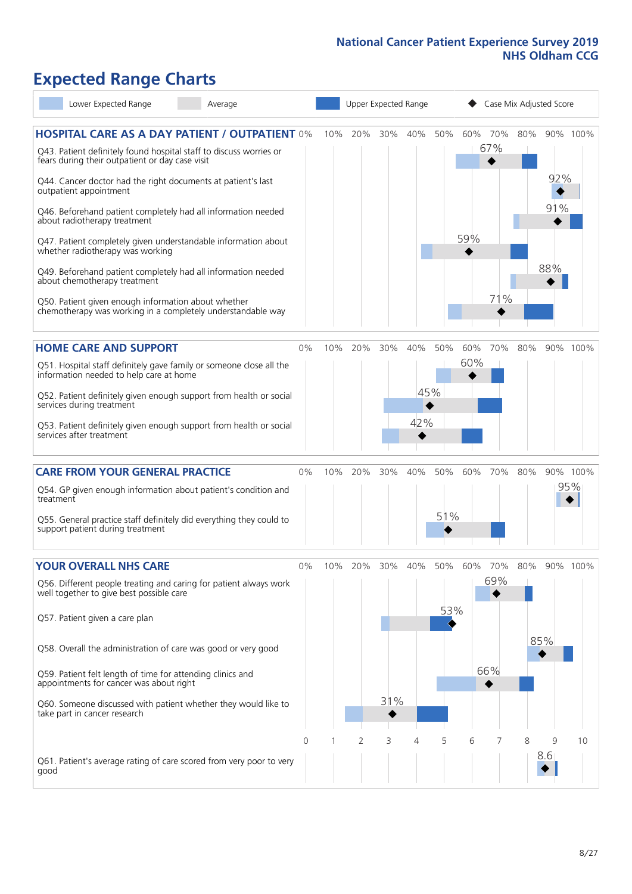National Cancer Patient Experience Survey 2019
NHS Oldham CCG

# Expected Range Charts

Lower Expected Range | Average | Upper Expected Range | ◆ Case Mix Adjusted Score

## HOSPITAL CARE AS A DAY PATIENT / OUTPATIENT

| Question | Case Mix Adjusted Score |
|---|---|
| Q43. Patient definitely found hospital staff to discuss worries or fears during their outpatient or day case visit | 67% |
| Q44. Cancer doctor had the right documents at patient's last outpatient appointment | 92% |
| Q46. Beforehand patient completely had all information needed about radiotherapy treatment | 91% |
| Q47. Patient completely given understandable information about whether radiotherapy was working | 59% |
| Q49. Beforehand patient completely had all information needed about chemotherapy treatment | 88% |
| Q50. Patient given enough information about whether chemotherapy was working in a completely understandable way | 71% |

## HOME CARE AND SUPPORT

| Question | Case Mix Adjusted Score |
|---|---|
| Q51. Hospital staff definitely gave family or someone close all the information needed to help care at home | 60% |
| Q52. Patient definitely given enough support from health or social services during treatment | 45% |
| Q53. Patient definitely given enough support from health or social services after treatment | 42% |

## CARE FROM YOUR GENERAL PRACTICE

| Question | Case Mix Adjusted Score |
|---|---|
| Q54. GP given enough information about patient's condition and treatment | 95% |
| Q55. General practice staff definitely did everything they could to support patient during treatment | 51% |

## YOUR OVERALL NHS CARE

| Question | Case Mix Adjusted Score |
|---|---|
| Q56. Different people treating and caring for patient always work well together to give best possible care | 69% |
| Q57. Patient given a care plan | 53% |
| Q58. Overall the administration of care was good or very good | 85% |
| Q59. Patient felt length of time for attending clinics and appointments for cancer was about right | 66% |
| Q60. Someone discussed with patient whether they would like to take part in cancer research | 31% |
| Q61. Patient's average rating of care scored from very poor to very good | 8.6 |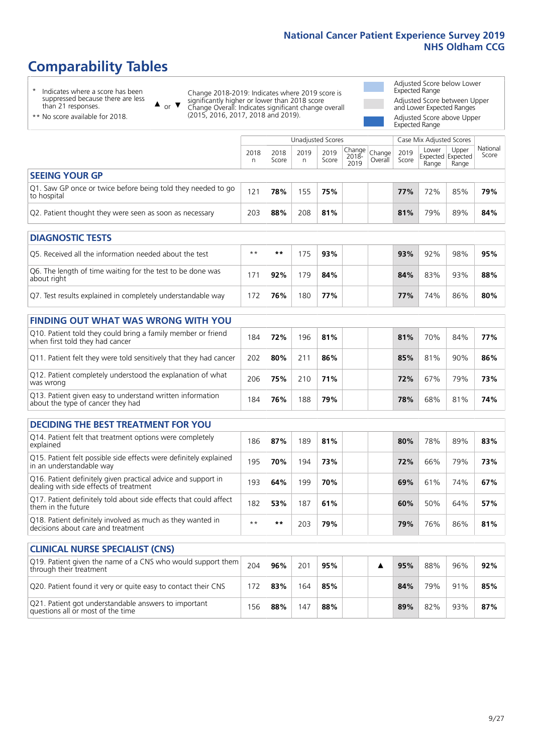# Comparability Tables

\* Indicates where a score has been suppressed because there are less than 21 responses.

\*\* No score available for 2018.

▲ or ▼ Change 2018-2019: Indicates where 2019 score is significantly higher or lower than 2018 score Change Overall: Indicates significant change overall (2015, 2016, 2017, 2018 and 2019).

Adjusted Score below Lower Expected Range

Adjusted Score between Upper and Lower Expected Ranges

Adjusted Score above Upper Expected Range

| | Unadjusted Scores | | | | | | Case Mix Adjusted Scores | | | |
|---|---|---|---|---|---|---|---|---|---|---|
| | 2018 n | 2018 Score | 2019 n | 2019 Score | Change 2018-2019 | Change Overall | 2019 Score | Lower Expected Range | Upper Expected Range | National Score |
| **SEEING YOUR GP** | | | | | | | | | | |
| Q1. Saw GP once or twice before being told they needed to go to hospital | 121 | **78%** | 155 | **75%** | | | **77%** | 72% | 85% | **79%** |
| Q2. Patient thought they were seen as soon as necessary | 203 | **88%** | 208 | **81%** | | | **81%** | 79% | 89% | **84%** |
| **DIAGNOSTIC TESTS** | | | | | | | | | | |
| Q5. Received all the information needed about the test | ** | ** | 175 | **93%** | | | **93%** | 92% | 98% | **95%** |
| Q6. The length of time waiting for the test to be done was about right | 171 | **92%** | 179 | **84%** | | | **84%** | 83% | 93% | **88%** |
| Q7. Test results explained in completely understandable way | 172 | **76%** | 180 | **77%** | | | **77%** | 74% | 86% | **80%** |
| **FINDING OUT WHAT WAS WRONG WITH YOU** | | | | | | | | | | |
| Q10. Patient told they could bring a family member or friend when first told they had cancer | 184 | **72%** | 196 | **81%** | | | **81%** | 70% | 84% | **77%** |
| Q11. Patient felt they were told sensitively that they had cancer | 202 | **80%** | 211 | **86%** | | | **85%** | 81% | 90% | **86%** |
| Q12. Patient completely understood the explanation of what was wrong | 206 | **75%** | 210 | **71%** | | | **72%** | 67% | 79% | **73%** |
| Q13. Patient given easy to understand written information about the type of cancer they had | 184 | **76%** | 188 | **79%** | | | **78%** | 68% | 81% | **74%** |
| **DECIDING THE BEST TREATMENT FOR YOU** | | | | | | | | | | |
| Q14. Patient felt that treatment options were completely explained | 186 | **87%** | 189 | **81%** | | | **80%** | 78% | 89% | **83%** |
| Q15. Patient felt possible side effects were definitely explained in an understandable way | 195 | **70%** | 194 | **73%** | | | **72%** | 66% | 79% | **73%** |
| Q16. Patient definitely given practical advice and support in dealing with side effects of treatment | 193 | **64%** | 199 | **70%** | | | **69%** | 61% | 74% | **67%** |
| Q17. Patient definitely told about side effects that could affect them in the future | 182 | **53%** | 187 | **61%** | | | **60%** | 50% | 64% | **57%** |
| Q18. Patient definitely involved as much as they wanted in decisions about care and treatment | ** | ** | 203 | **79%** | | | **79%** | 76% | 86% | **81%** |
| **CLINICAL NURSE SPECIALIST (CNS)** | | | | | | | | | | |
| Q19. Patient given the name of a CNS who would support them through their treatment | 204 | **96%** | 201 | **95%** | | ▲ | **95%** | 88% | 96% | **92%** |
| Q20. Patient found it very or quite easy to contact their CNS | 172 | **83%** | 164 | **85%** | | | **84%** | 79% | 91% | **85%** |
| Q21. Patient got understandable answers to important questions all or most of the time | 156 | **88%** | 147 | **88%** | | | **89%** | 82% | 93% | **87%** |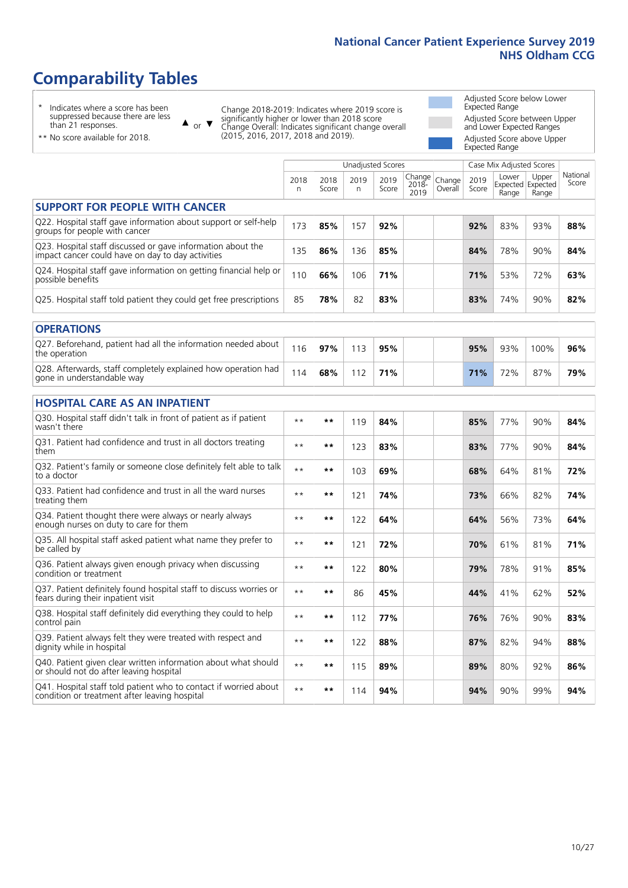# Comparability Tables

\* Indicates where a score has been suppressed because there are less than 21 responses.

\*\* No score available for 2018.

▲ or ▼ Change 2018-2019: Indicates where 2019 score is significantly higher or lower than 2018 score. Change Overall: Indicates significant change overall (2015, 2016, 2017, 2018 and 2019).

Adjusted Score below Lower Expected Range

Adjusted Score between Upper and Lower Expected Ranges

Adjusted Score above Upper Expected Range

| | Unadjusted Scores | | | | | | Case Mix Adjusted Scores | | | |
|---|---|---|---|---|---|---|---|---|---|---|
| | 2018 n | 2018 Score | 2019 n | 2019 Score | Change 2018-2019 | Change Overall | 2019 Score | Lower Expected Range | Upper Expected Range | National Score |
| **SUPPORT FOR PEOPLE WITH CANCER** | | | | | | | | | | |
| Q22. Hospital staff gave information about support or self-help groups for people with cancer | 173 | **85%** | 157 | **92%** | | | **92%** | 83% | 93% | **88%** |
| Q23. Hospital staff discussed or gave information about the impact cancer could have on day to day activities | 135 | **86%** | 136 | **85%** | | | **84%** | 78% | 90% | **84%** |
| Q24. Hospital staff gave information on getting financial help or possible benefits | 110 | **66%** | 106 | **71%** | | | **71%** | 53% | 72% | **63%** |
| Q25. Hospital staff told patient they could get free prescriptions | 85 | **78%** | 82 | **83%** | | | **83%** | 74% | 90% | **82%** |
| **OPERATIONS** | | | | | | | | | | |
| Q27. Beforehand, patient had all the information needed about the operation | 116 | **97%** | 113 | **95%** | | | **95%** | 93% | 100% | **96%** |
| Q28. Afterwards, staff completely explained how operation had gone in understandable way | 114 | **68%** | 112 | **71%** | | | **71%** | 72% | 87% | **79%** |
| **HOSPITAL CARE AS AN INPATIENT** | | | | | | | | | | |
| Q30. Hospital staff didn't talk in front of patient as if patient wasn't there | ** | ** | 119 | **84%** | | | **85%** | 77% | 90% | **84%** |
| Q31. Patient had confidence and trust in all doctors treating them | ** | ** | 123 | **83%** | | | **83%** | 77% | 90% | **84%** |
| Q32. Patient's family or someone close definitely felt able to talk to a doctor | ** | ** | 103 | **69%** | | | **68%** | 64% | 81% | **72%** |
| Q33. Patient had confidence and trust in all the ward nurses treating them | ** | ** | 121 | **74%** | | | **73%** | 66% | 82% | **74%** |
| Q34. Patient thought there were always or nearly always enough nurses on duty to care for them | ** | ** | 122 | **64%** | | | **64%** | 56% | 73% | **64%** |
| Q35. All hospital staff asked patient what name they prefer to be called by | ** | ** | 121 | **72%** | | | **70%** | 61% | 81% | **71%** |
| Q36. Patient always given enough privacy when discussing condition or treatment | ** | ** | 122 | **80%** | | | **79%** | 78% | 91% | **85%** |
| Q37. Patient definitely found hospital staff to discuss worries or fears during their inpatient visit | ** | ** | 86 | **45%** | | | **44%** | 41% | 62% | **52%** |
| Q38. Hospital staff definitely did everything they could to help control pain | ** | ** | 112 | **77%** | | | **76%** | 76% | 90% | **83%** |
| Q39. Patient always felt they were treated with respect and dignity while in hospital | ** | ** | 122 | **88%** | | | **87%** | 82% | 94% | **88%** |
| Q40. Patient given clear written information about what should or should not do after leaving hospital | ** | ** | 115 | **89%** | | | **89%** | 80% | 92% | **86%** |
| Q41. Hospital staff told patient who to contact if worried about condition or treatment after leaving hospital | ** | ** | 114 | **94%** | | | **94%** | 90% | 99% | **94%** |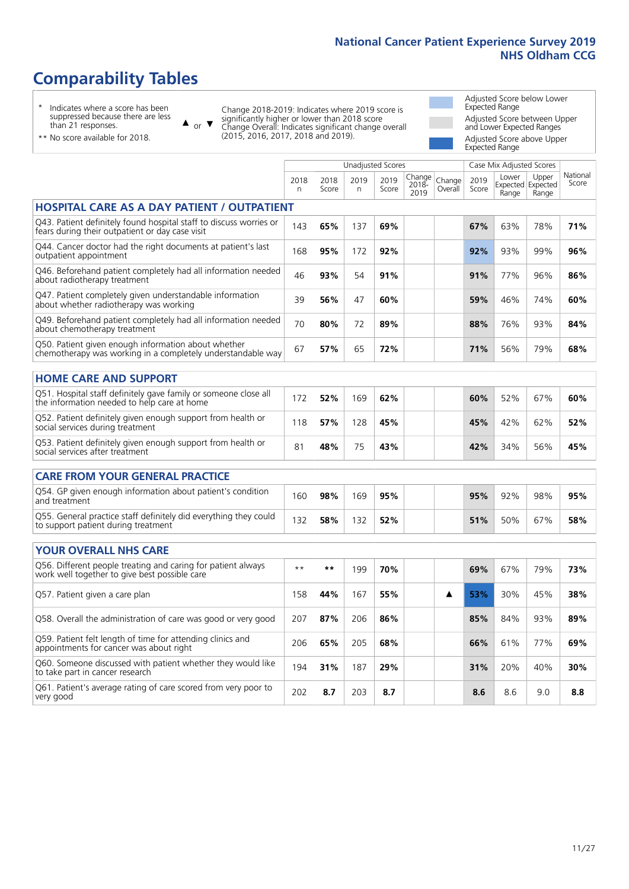# Comparability Tables

\* Indicates where a score has been suppressed because there are less than 21 responses.

\*\* No score available for 2018.

▲ or ▼ Change 2018-2019: Indicates where 2019 score is significantly higher or lower than 2018 score. Change Overall: Indicates significant change overall (2015, 2016, 2017, 2018 and 2019).

Adjusted Score below Lower Expected Range

Adjusted Score between Upper and Lower Expected Ranges

Adjusted Score above Upper Expected Range

| | Unadjusted Scores | | | | | | Case Mix Adjusted Scores | | | |
|---|---|---|---|---|---|---|---|---|---|---|
| | 2018 n | 2018 Score | 2019 n | 2019 Score | Change 2018-2019 | Change Overall | 2019 Score | Lower Expected Range | Upper Expected Range | National Score |
| **HOSPITAL CARE AS A DAY PATIENT / OUTPATIENT** | | | | | | | | | | |
| Q43. Patient definitely found hospital staff to discuss worries or fears during their outpatient or day case visit | 143 | **65%** | 137 | **69%** | | | **67%** | 63% | 78% | **71%** |
| Q44. Cancer doctor had the right documents at patient's last outpatient appointment | 168 | **95%** | 172 | **92%** | | | **92%** | 93% | 99% | **96%** |
| Q46. Beforehand patient completely had all information needed about radiotherapy treatment | 46 | **93%** | 54 | **91%** | | | **91%** | 77% | 96% | **86%** |
| Q47. Patient completely given understandable information about whether radiotherapy was working | 39 | **56%** | 47 | **60%** | | | **59%** | 46% | 74% | **60%** |
| Q49. Beforehand patient completely had all information needed about chemotherapy treatment | 70 | **80%** | 72 | **89%** | | | **88%** | 76% | 93% | **84%** |
| Q50. Patient given enough information about whether chemotherapy was working in a completely understandable way | 67 | **57%** | 65 | **72%** | | | **71%** | 56% | 79% | **68%** |
| **HOME CARE AND SUPPORT** | | | | | | | | | | |
| Q51. Hospital staff definitely gave family or someone close all the information needed to help care at home | 172 | **52%** | 169 | **62%** | | | **60%** | 52% | 67% | **60%** |
| Q52. Patient definitely given enough support from health or social services during treatment | 118 | **57%** | 128 | **45%** | | | **45%** | 42% | 62% | **52%** |
| Q53. Patient definitely given enough support from health or social services after treatment | 81 | **48%** | 75 | **43%** | | | **42%** | 34% | 56% | **45%** |
| **CARE FROM YOUR GENERAL PRACTICE** | | | | | | | | | | |
| Q54. GP given enough information about patient's condition and treatment | 160 | **98%** | 169 | **95%** | | | **95%** | 92% | 98% | **95%** |
| Q55. General practice staff definitely did everything they could to support patient during treatment | 132 | **58%** | 132 | **52%** | | | **51%** | 50% | 67% | **58%** |
| **YOUR OVERALL NHS CARE** | | | | | | | | | | |
| Q56. Different people treating and caring for patient always work well together to give best possible care | ** | ** | 199 | **70%** | | | **69%** | 67% | 79% | **73%** |
| Q57. Patient given a care plan | 158 | **44%** | 167 | **55%** | | ▲ | **53%** | 30% | 45% | **38%** |
| Q58. Overall the administration of care was good or very good | 207 | **87%** | 206 | **86%** | | | **85%** | 84% | 93% | **89%** |
| Q59. Patient felt length of time for attending clinics and appointments for cancer was about right | 206 | **65%** | 205 | **68%** | | | **66%** | 61% | 77% | **69%** |
| Q60. Someone discussed with patient whether they would like to take part in cancer research | 194 | **31%** | 187 | **29%** | | | **31%** | 20% | 40% | **30%** |
| Q61. Patient's average rating of care scored from very poor to very good | 202 | **8.7** | 203 | **8.7** | | | **8.6** | 8.6 | 9.0 | **8.8** |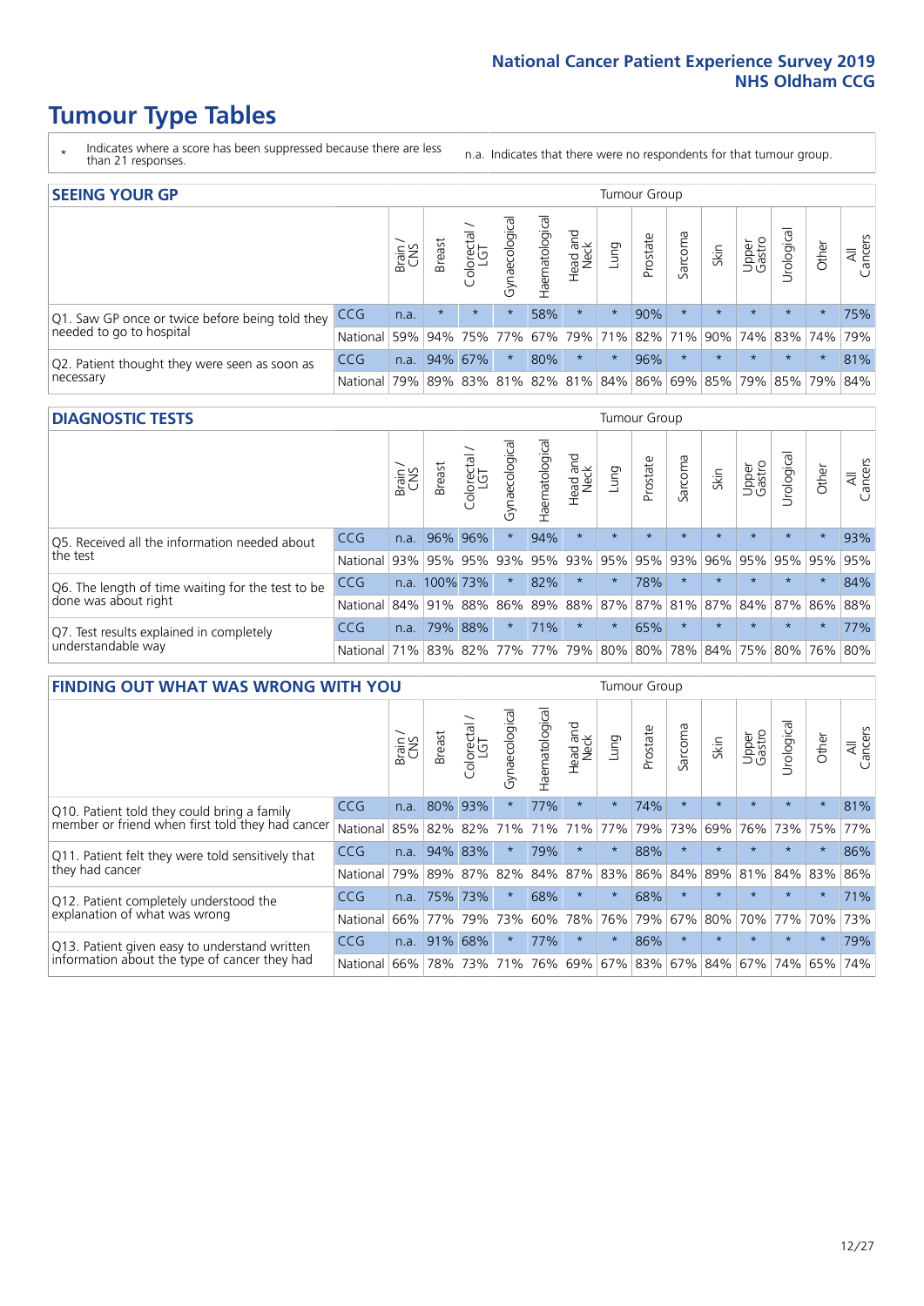# Tumour Type Tables

\* Indicates where a score has been suppressed because there are less than 21 responses.

n.a. Indicates that there were no respondents for that tumour group.

## SEEING YOUR GP

| | | Brain / CNS | Breast | Colorectal / LGT | Gynaecological | Haematological | Head and Neck | Lung | Prostate | Sarcoma | Skin | Upper Gastro | Urological | Other | All Cancers |
|---|---|---|---|---|---|---|---|---|---|---|---|---|---|---|---|
| Q1. Saw GP once or twice before being told they needed to go to hospital | CCG | n.a. | * | * | * | 58% | * | * | 90% | * | * | * | * | * | 75% |
| | National | 59% | 94% | 75% | 77% | 67% | 79% | 71% | 82% | 71% | 90% | 74% | 83% | 74% | 79% |
| Q2. Patient thought they were seen as soon as necessary | CCG | n.a. | 94% | 67% | * | 80% | * | * | 96% | * | * | * | * | * | 81% |
| | National | 79% | 89% | 83% | 81% | 82% | 81% | 84% | 86% | 69% | 85% | 79% | 85% | 79% | 84% |

## DIAGNOSTIC TESTS

| | | Brain / CNS | Breast | Colorectal / LGT | Gynaecological | Haematological | Head and Neck | Lung | Prostate | Sarcoma | Skin | Upper Gastro | Urological | Other | All Cancers |
|---|---|---|---|---|---|---|---|---|---|---|---|---|---|---|---|
| Q5. Received all the information needed about the test | CCG | n.a. | 96% | 96% | * | 94% | * | * | * | * | * | * | * | * | 93% |
| | National | 93% | 95% | 95% | 93% | 95% | 93% | 95% | 95% | 93% | 96% | 95% | 95% | 95% | 95% |
| Q6. The length of time waiting for the test to be done was about right | CCG | n.a. | 100% | 73% | * | 82% | * | * | 78% | * | * | * | * | * | 84% |
| | National | 84% | 91% | 88% | 86% | 89% | 88% | 87% | 87% | 81% | 87% | 84% | 87% | 86% | 88% |
| Q7. Test results explained in completely understandable way | CCG | n.a. | 79% | 88% | * | 71% | * | * | 65% | * | * | * | * | * | 77% |
| | National | 71% | 83% | 82% | 77% | 77% | 79% | 80% | 80% | 78% | 84% | 75% | 80% | 76% | 80% |

## FINDING OUT WHAT WAS WRONG WITH YOU

| | | Brain / CNS | Breast | Colorectal / LGT | Gynaecological | Haematological | Head and Neck | Lung | Prostate | Sarcoma | Skin | Upper Gastro | Urological | Other | All Cancers |
|---|---|---|---|---|---|---|---|---|---|---|---|---|---|---|---|
| Q10. Patient told they could bring a family member or friend when first told they had cancer | CCG | n.a. | 80% | 93% | * | 77% | * | * | 74% | * | * | * | * | * | 81% |
| | National | 85% | 82% | 82% | 71% | 71% | 71% | 77% | 79% | 73% | 69% | 76% | 73% | 75% | 77% |
| Q11. Patient felt they were told sensitively that they had cancer | CCG | n.a. | 94% | 83% | * | 79% | * | * | 88% | * | * | * | * | * | 86% |
| | National | 79% | 89% | 87% | 82% | 84% | 87% | 83% | 86% | 84% | 89% | 81% | 84% | 83% | 86% |
| Q12. Patient completely understood the explanation of what was wrong | CCG | n.a. | 75% | 73% | * | 68% | * | * | 68% | * | * | * | * | * | 71% |
| | National | 66% | 77% | 79% | 73% | 60% | 78% | 76% | 79% | 67% | 80% | 70% | 77% | 70% | 73% |
| Q13. Patient given easy to understand written information about the type of cancer they had | CCG | n.a. | 91% | 68% | * | 77% | * | * | 86% | * | * | * | * | * | 79% |
| | National | 66% | 78% | 73% | 71% | 76% | 69% | 67% | 83% | 67% | 84% | 67% | 74% | 65% | 74% |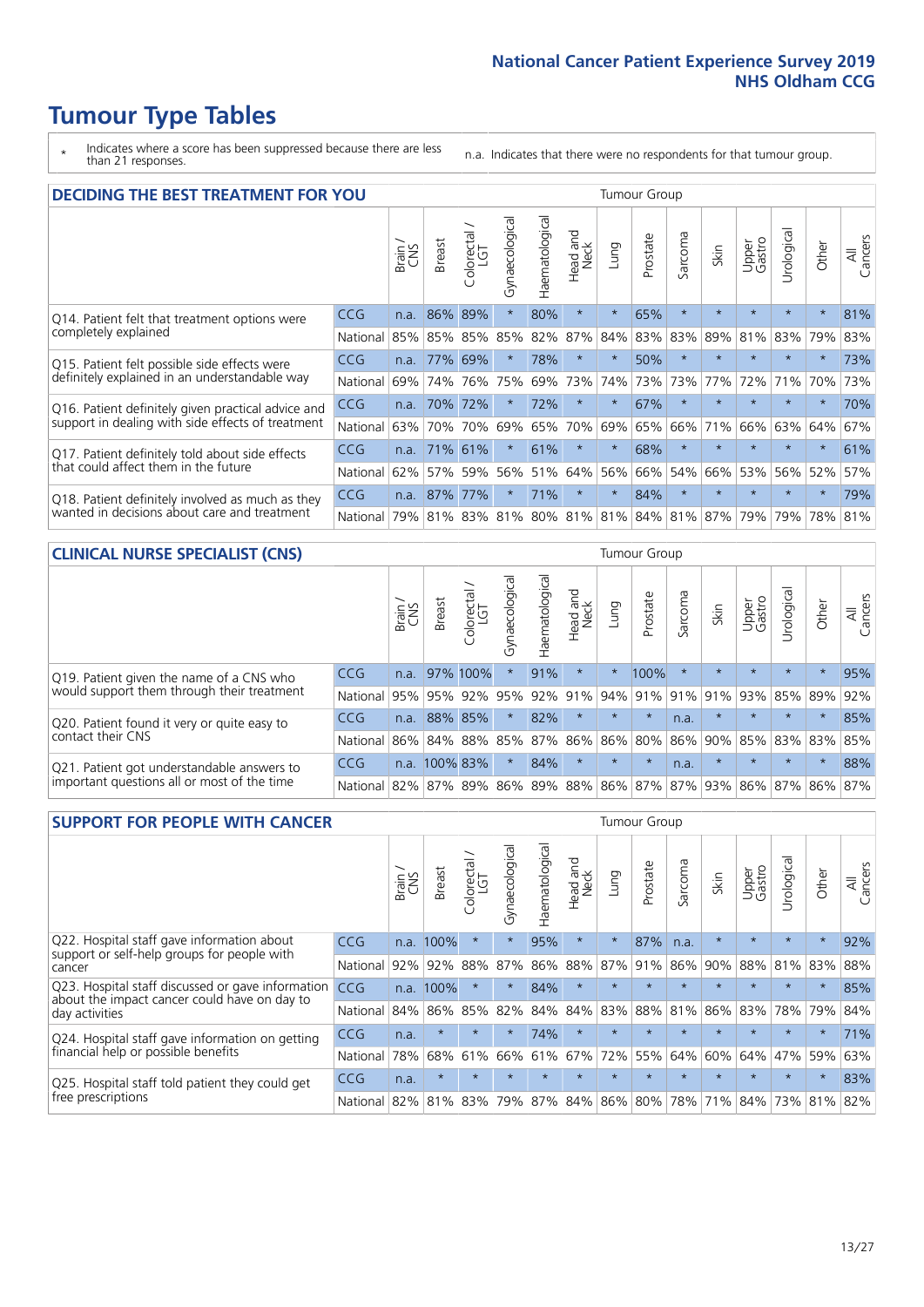# Tumour Type Tables

\* Indicates where a score has been suppressed because there are less than 21 responses.

n.a. Indicates that there were no respondents for that tumour group.

## DECIDING THE BEST TREATMENT FOR YOU

| | | Brain / CNS | Breast | Colorectal / LGT | Gynaecological | Haematological | Head and Neck | Lung | Prostate | Sarcoma | Skin | Upper Gastro | Urological | Other | All Cancers |
|---|---|---|---|---|---|---|---|---|---|---|---|---|---|---|---|
| Q14. Patient felt that treatment options were completely explained | CCG | n.a. | 86% | 89% | * | 80% | * | * | 65% | * | * | * | * | * | 81% |
| | National | 85% | 85% | 85% | 85% | 82% | 87% | 84% | 83% | 83% | 89% | 81% | 83% | 79% | 83% |
| Q15. Patient felt possible side effects were definitely explained in an understandable way | CCG | n.a. | 77% | 69% | * | 78% | * | * | 50% | * | * | * | * | * | 73% |
| | National | 69% | 74% | 76% | 75% | 69% | 73% | 74% | 73% | 73% | 77% | 72% | 71% | 70% | 73% |
| Q16. Patient definitely given practical advice and support in dealing with side effects of treatment | CCG | n.a. | 70% | 72% | * | 72% | * | * | 67% | * | * | * | * | * | 70% |
| | National | 63% | 70% | 70% | 69% | 65% | 70% | 69% | 65% | 66% | 71% | 66% | 63% | 64% | 67% |
| Q17. Patient definitely told about side effects that could affect them in the future | CCG | n.a. | 71% | 61% | * | 61% | * | * | 68% | * | * | * | * | * | 61% |
| | National | 62% | 57% | 59% | 56% | 51% | 64% | 56% | 66% | 54% | 66% | 53% | 56% | 52% | 57% |
| Q18. Patient definitely involved as much as they wanted in decisions about care and treatment | CCG | n.a. | 87% | 77% | * | 71% | * | * | 84% | * | * | * | * | * | 79% |
| | National | 79% | 81% | 83% | 81% | 80% | 81% | 81% | 84% | 81% | 87% | 79% | 79% | 78% | 81% |

## CLINICAL NURSE SPECIALIST (CNS)

| | | Brain / CNS | Breast | Colorectal / LGT | Gynaecological | Haematological | Head and Neck | Lung | Prostate | Sarcoma | Skin | Upper Gastro | Urological | Other | All Cancers |
|---|---|---|---|---|---|---|---|---|---|---|---|---|---|---|---|
| Q19. Patient given the name of a CNS who would support them through their treatment | CCG | n.a. | 97% | 100% | * | 91% | * | * | 100% | * | * | * | * | * | 95% |
| | National | 95% | 95% | 92% | 95% | 92% | 91% | 94% | 91% | 91% | 91% | 93% | 85% | 89% | 92% |
| Q20. Patient found it very or quite easy to contact their CNS | CCG | n.a. | 88% | 85% | * | 82% | * | * | * | n.a. | * | * | * | * | 85% |
| | National | 86% | 84% | 88% | 85% | 87% | 86% | 86% | 80% | 86% | 90% | 85% | 83% | 83% | 85% |
| Q21. Patient got understandable answers to important questions all or most of the time | CCG | n.a. | 100% | 83% | * | 84% | * | * | * | n.a. | * | * | * | * | 88% |
| | National | 82% | 87% | 89% | 86% | 89% | 88% | 86% | 87% | 87% | 93% | 86% | 87% | 86% | 87% |

## SUPPORT FOR PEOPLE WITH CANCER

| | | Brain / CNS | Breast | Colorectal / LGT | Gynaecological | Haematological | Head and Neck | Lung | Prostate | Sarcoma | Skin | Upper Gastro | Urological | Other | All Cancers |
|---|---|---|---|---|---|---|---|---|---|---|---|---|---|---|---|
| Q22. Hospital staff gave information about support or self-help groups for people with cancer | CCG | n.a. | 100% | * | * | 95% | * | * | 87% | n.a. | * | * | * | * | 92% |
| | National | 92% | 92% | 88% | 87% | 86% | 88% | 87% | 91% | 86% | 90% | 88% | 81% | 83% | 88% |
| Q23. Hospital staff discussed or gave information about the impact cancer could have on day to day activities | CCG | n.a. | 100% | * | * | 84% | * | * | * | * | * | * | * | * | 85% |
| | National | 84% | 86% | 85% | 82% | 84% | 84% | 83% | 88% | 81% | 86% | 83% | 78% | 79% | 84% |
| Q24. Hospital staff gave information on getting financial help or possible benefits | CCG | n.a. | * | * | * | 74% | * | * | * | * | * | * | * | * | 71% |
| | National | 78% | 68% | 61% | 66% | 61% | 67% | 72% | 55% | 64% | 60% | 64% | 47% | 59% | 63% |
| Q25. Hospital staff told patient they could get free prescriptions | CCG | n.a. | * | * | * | * | * | * | * | * | * | * | * | * | 83% |
| | National | 82% | 81% | 83% | 79% | 87% | 84% | 86% | 80% | 78% | 71% | 84% | 73% | 81% | 82% |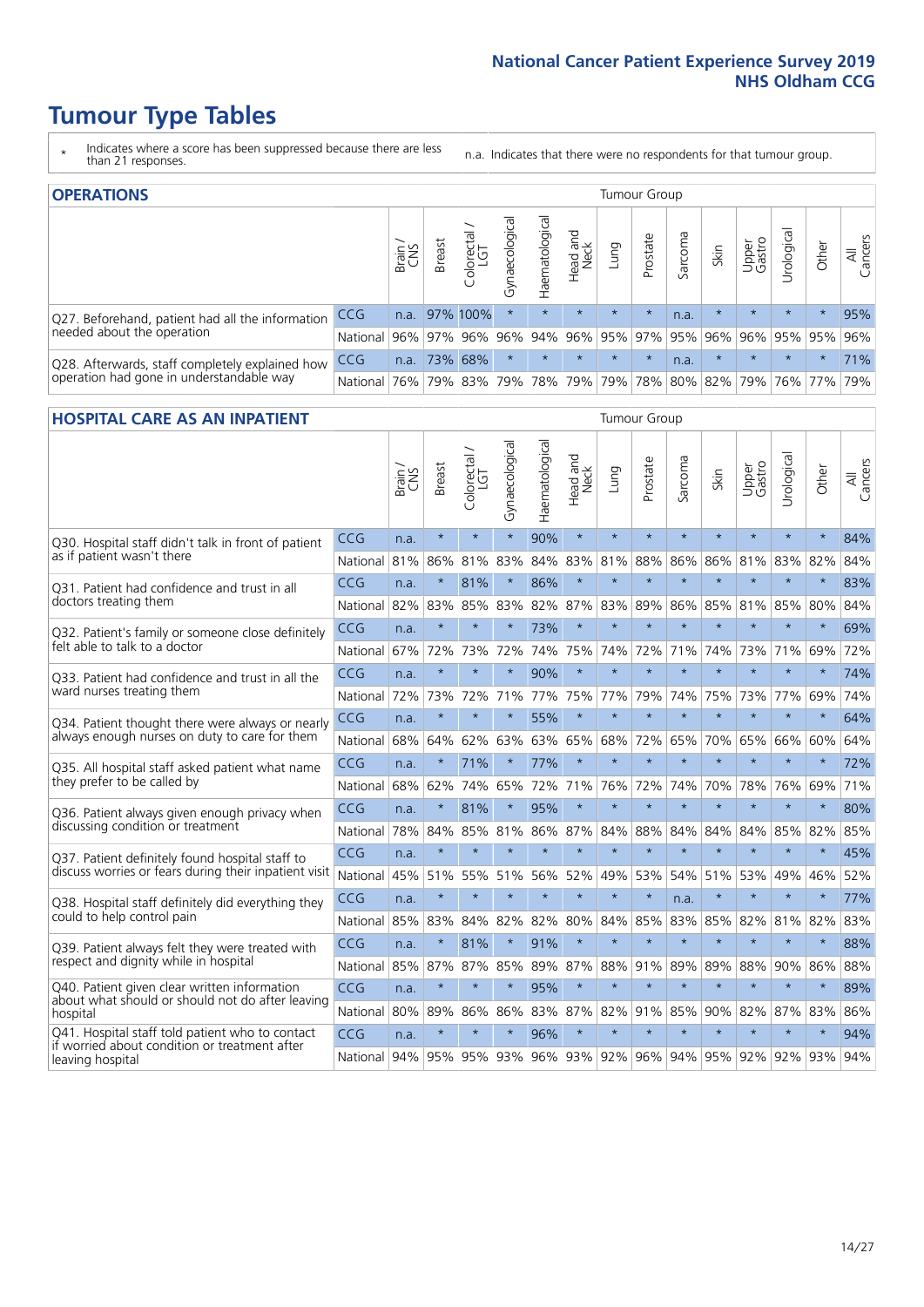# Tumour Type Tables

\* Indicates where a score has been suppressed because there are less than 21 responses.

n.a. Indicates that there were no respondents for that tumour group.

## OPERATIONS

| | | Brain / CNS | Breast | Colorectal / LGT | Gynaecological | Haematological | Head and Neck | Lung | Prostate | Sarcoma | Skin | Upper Gastro | Urological | Other | All Cancers |
|---|---|---|---|---|---|---|---|---|---|---|---|---|---|---|---|
| Q27. Beforehand, patient had all the information needed about the operation | CCG | n.a. | 97% | 100% | * | * | * | * | * | n.a. | * | * | * | * | 95% |
| | National | 96% | 97% | 96% | 96% | 94% | 96% | 95% | 97% | 95% | 96% | 96% | 95% | 95% | 96% |
| Q28. Afterwards, staff completely explained how operation had gone in understandable way | CCG | n.a. | 73% | 68% | * | * | * | * | * | n.a. | * | * | * | * | 71% |
| | National | 76% | 79% | 83% | 79% | 78% | 79% | 79% | 78% | 80% | 82% | 79% | 76% | 77% | 79% |

## HOSPITAL CARE AS AN INPATIENT

| | | Brain / CNS | Breast | Colorectal / LGT | Gynaecological | Haematological | Head and Neck | Lung | Prostate | Sarcoma | Skin | Upper Gastro | Urological | Other | All Cancers |
|---|---|---|---|---|---|---|---|---|---|---|---|---|---|---|---|
| Q30. Hospital staff didn't talk in front of patient as if patient wasn't there | CCG | n.a. | * | * | * | 90% | * | * | * | * | * | * | * | * | 84% |
| | National | 81% | 86% | 81% | 83% | 84% | 83% | 81% | 88% | 86% | 86% | 81% | 83% | 82% | 84% |
| Q31. Patient had confidence and trust in all doctors treating them | CCG | n.a. | * | 81% | * | 86% | * | * | * | * | * | * | * | * | 83% |
| | National | 82% | 83% | 85% | 83% | 82% | 87% | 83% | 89% | 86% | 85% | 81% | 85% | 80% | 84% |
| Q32. Patient's family or someone close definitely felt able to talk to a doctor | CCG | n.a. | * | * | * | 73% | * | * | * | * | * | * | * | * | 69% |
| | National | 67% | 72% | 73% | 72% | 74% | 75% | 74% | 72% | 71% | 74% | 73% | 71% | 69% | 72% |
| Q33. Patient had confidence and trust in all the ward nurses treating them | CCG | n.a. | * | * | * | 90% | * | * | * | * | * | * | * | * | 74% |
| | National | 72% | 73% | 72% | 71% | 77% | 75% | 77% | 79% | 74% | 75% | 73% | 77% | 69% | 74% |
| Q34. Patient thought there were always or nearly always enough nurses on duty to care for them | CCG | n.a. | * | * | * | 55% | * | * | * | * | * | * | * | * | 64% |
| | National | 68% | 64% | 62% | 63% | 63% | 65% | 68% | 72% | 65% | 70% | 65% | 66% | 60% | 64% |
| Q35. All hospital staff asked patient what name they prefer to be called by | CCG | n.a. | * | 71% | * | 77% | * | * | * | * | * | * | * | * | 72% |
| | National | 68% | 62% | 74% | 65% | 72% | 71% | 76% | 72% | 74% | 70% | 78% | 76% | 69% | 71% |
| Q36. Patient always given enough privacy when discussing condition or treatment | CCG | n.a. | * | 81% | * | 95% | * | * | * | * | * | * | * | * | 80% |
| | National | 78% | 84% | 85% | 81% | 86% | 87% | 84% | 88% | 84% | 84% | 84% | 85% | 82% | 85% |
| Q37. Patient definitely found hospital staff to discuss worries or fears during their inpatient visit | CCG | n.a. | * | * | * | * | * | * | * | * | * | * | * | * | 45% |
| | National | 45% | 51% | 55% | 51% | 56% | 52% | 49% | 53% | 54% | 51% | 53% | 49% | 46% | 52% |
| Q38. Hospital staff definitely did everything they could to help control pain | CCG | n.a. | * | * | * | * | * | * | * | n.a. | * | * | * | * | 77% |
| | National | 85% | 83% | 84% | 82% | 82% | 80% | 84% | 85% | 83% | 85% | 82% | 81% | 82% | 83% |
| Q39. Patient always felt they were treated with respect and dignity while in hospital | CCG | n.a. | * | 81% | * | 91% | * | * | * | * | * | * | * | * | 88% |
| | National | 85% | 87% | 87% | 85% | 89% | 87% | 88% | 91% | 89% | 89% | 88% | 90% | 86% | 88% |
| Q40. Patient given clear written information about what should or should not do after leaving hospital | CCG | n.a. | * | * | * | 95% | * | * | * | * | * | * | * | * | 89% |
| | National | 80% | 89% | 86% | 86% | 83% | 87% | 82% | 91% | 85% | 90% | 82% | 87% | 83% | 86% |
| Q41. Hospital staff told patient who to contact if worried about condition or treatment after leaving hospital | CCG | n.a. | * | * | * | 96% | * | * | * | * | * | * | * | * | 94% |
| | National | 94% | 95% | 95% | 93% | 96% | 93% | 92% | 96% | 94% | 95% | 92% | 92% | 93% | 94% |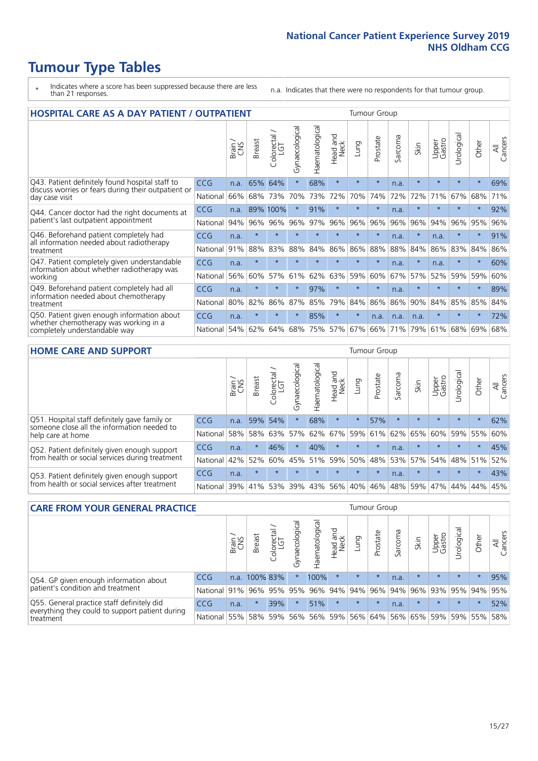# Tumour Type Tables

\* Indicates where a score has been suppressed because there are less than 21 responses.

n.a. Indicates that there were no respondents for that tumour group.

## HOSPITAL CARE AS A DAY PATIENT / OUTPATIENT

| | | Brain / CNS | Breast | Colorectal / LGT | Gynaecological | Haematological | Head and Neck | Lung | Prostate | Sarcoma | Skin | Upper Gastro | Urological | Other | All Cancers |
|---|---|---|---|---|---|---|---|---|---|---|---|---|---|---|---|
| Q43. Patient definitely found hospital staff to discuss worries or fears during their outpatient or day case visit | CCG | n.a. | 65% | 64% | * | 68% | * | * | * | n.a. | * | * | * | * | 69% |
| | National | 66% | 68% | 73% | 70% | 73% | 72% | 70% | 74% | 72% | 72% | 71% | 67% | 68% | 71% |
| Q44. Cancer doctor had the right documents at patient's last outpatient appointment | CCG | n.a. | 89% | 100% | * | 91% | * | * | * | n.a. | * | * | * | * | 92% |
| | National | 94% | 96% | 96% | 96% | 97% | 96% | 96% | 96% | 96% | 96% | 94% | 96% | 95% | 96% |
| Q46. Beforehand patient completely had all information needed about radiotherapy treatment | CCG | n.a. | * | * | * | * | * | * | * | n.a. | * | n.a. | * | * | 91% |
| | National | 91% | 88% | 83% | 88% | 84% | 86% | 86% | 88% | 88% | 84% | 86% | 83% | 84% | 86% |
| Q47. Patient completely given understandable information about whether radiotherapy was working | CCG | n.a. | * | * | * | * | * | * | * | n.a. | * | n.a. | * | * | 60% |
| | National | 56% | 60% | 57% | 61% | 62% | 63% | 59% | 60% | 67% | 57% | 52% | 59% | 59% | 60% |
| Q49. Beforehand patient completely had all information needed about chemotherapy treatment | CCG | n.a. | * | * | * | 97% | * | * | * | n.a. | * | * | * | * | 89% |
| | National | 80% | 82% | 86% | 87% | 85% | 79% | 84% | 86% | 86% | 90% | 84% | 85% | 85% | 84% |
| Q50. Patient given enough information about whether chemotherapy was working in a completely understandable way | CCG | n.a. | * | * | * | 85% | * | * | n.a. | n.a. | n.a. | * | * | * | 72% |
| | National | 54% | 62% | 64% | 68% | 75% | 57% | 67% | 66% | 71% | 79% | 61% | 68% | 69% | 68% |

## HOME CARE AND SUPPORT

| | | Brain / CNS | Breast | Colorectal / LGT | Gynaecological | Haematological | Head and Neck | Lung | Prostate | Sarcoma | Skin | Upper Gastro | Urological | Other | All Cancers |
|---|---|---|---|---|---|---|---|---|---|---|---|---|---|---|---|
| Q51. Hospital staff definitely gave family or someone close all the information needed to help care at home | CCG | n.a. | 59% | 54% | * | 68% | * | * | 57% | * | * | * | * | * | 62% |
| | National | 58% | 58% | 63% | 57% | 62% | 67% | 59% | 61% | 62% | 65% | 60% | 59% | 55% | 60% |
| Q52. Patient definitely given enough support from health or social services during treatment | CCG | n.a. | * | 46% | * | 40% | * | * | * | n.a. | * | * | * | * | 45% |
| | National | 42% | 52% | 60% | 45% | 51% | 59% | 50% | 48% | 53% | 57% | 54% | 48% | 51% | 52% |
| Q53. Patient definitely given enough support from health or social services after treatment | CCG | n.a. | * | * | * | * | * | * | * | n.a. | * | * | * | * | 43% |
| | National | 39% | 41% | 53% | 39% | 43% | 56% | 40% | 46% | 48% | 59% | 47% | 44% | 44% | 45% |

## CARE FROM YOUR GENERAL PRACTICE

| | | Brain / CNS | Breast | Colorectal / LGT | Gynaecological | Haematological | Head and Neck | Lung | Prostate | Sarcoma | Skin | Upper Gastro | Urological | Other | All Cancers |
|---|---|---|---|---|---|---|---|---|---|---|---|---|---|---|---|
| Q54. GP given enough information about patient's condition and treatment | CCG | n.a. | 100% | 83% | * | 100% | * | * | * | n.a. | * | * | * | * | 95% |
| | National | 91% | 96% | 95% | 95% | 96% | 94% | 94% | 96% | 94% | 96% | 93% | 95% | 94% | 95% |
| Q55. General practice staff definitely did everything they could to support patient during treatment | CCG | n.a. | * | 39% | * | 51% | * | * | * | n.a. | * | * | * | * | 52% |
| | National | 55% | 58% | 59% | 56% | 56% | 59% | 56% | 64% | 56% | 65% | 59% | 59% | 55% | 58% |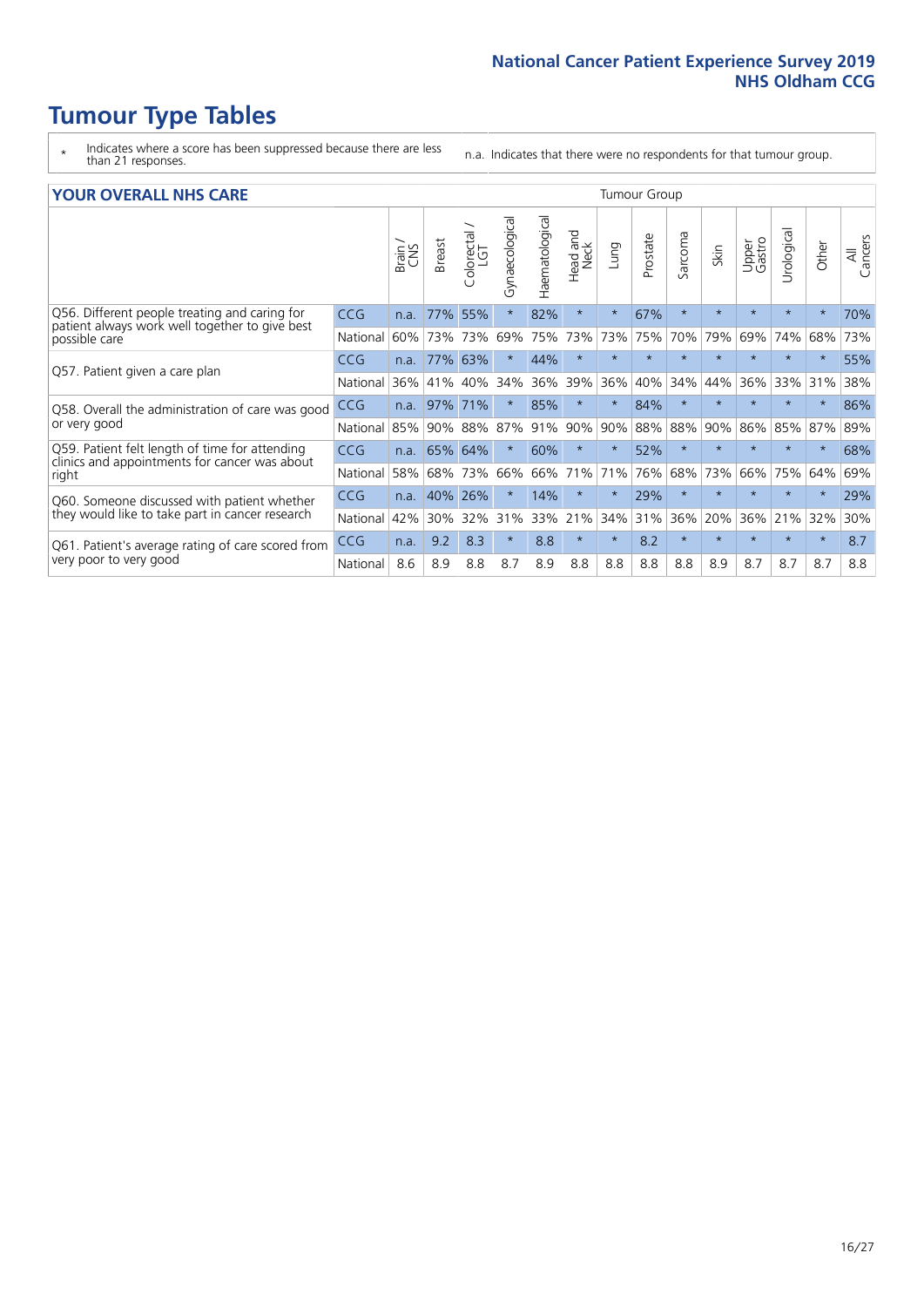# Tumour Type Tables

\* Indicates where a score has been suppressed because there are less than 21 responses.

n.a. Indicates that there were no respondents for that tumour group.

## YOUR OVERALL NHS CARE

| | | Brain / CNS | Breast | Colorectal / LGT | Gynaecological | Haematological | Head and Neck | Lung | Prostate | Sarcoma | Skin | Upper Gastro | Urological | Other | All Cancers |
|---|---|---|---|---|---|---|---|---|---|---|---|---|---|---|---|
| Q56. Different people treating and caring for patient always work well together to give best possible care | CCG | n.a. | 77% | 55% | * | 82% | * | * | 67% | * | * | * | * | * | 70% |
| | National | 60% | 73% | 73% | 69% | 75% | 73% | 73% | 75% | 70% | 79% | 69% | 74% | 68% | 73% |
| Q57. Patient given a care plan | CCG | n.a. | 77% | 63% | * | 44% | * | * | * | * | * | * | * | * | 55% |
| | National | 36% | 41% | 40% | 34% | 36% | 39% | 36% | 40% | 34% | 44% | 36% | 33% | 31% | 38% |
| Q58. Overall the administration of care was good or very good | CCG | n.a. | 97% | 71% | * | 85% | * | * | 84% | * | * | * | * | * | 86% |
| | National | 85% | 90% | 88% | 87% | 91% | 90% | 90% | 88% | 88% | 90% | 86% | 85% | 87% | 89% |
| Q59. Patient felt length of time for attending clinics and appointments for cancer was about right | CCG | n.a. | 65% | 64% | * | 60% | * | * | 52% | * | * | * | * | * | 68% |
| | National | 58% | 68% | 73% | 66% | 66% | 71% | 71% | 76% | 68% | 73% | 66% | 75% | 64% | 69% |
| Q60. Someone discussed with patient whether they would like to take part in cancer research | CCG | n.a. | 40% | 26% | * | 14% | * | * | 29% | * | * | * | * | * | 29% |
| | National | 42% | 30% | 32% | 31% | 33% | 21% | 34% | 31% | 36% | 20% | 36% | 21% | 32% | 30% |
| Q61. Patient's average rating of care scored from very poor to very good | CCG | n.a. | 9.2 | 8.3 | * | 8.8 | * | * | 8.2 | * | * | * | * | * | 8.7 |
| | National | 8.6 | 8.9 | 8.8 | 8.7 | 8.9 | 8.8 | 8.8 | 8.8 | 8.8 | 8.9 | 8.7 | 8.7 | 8.7 | 8.8 |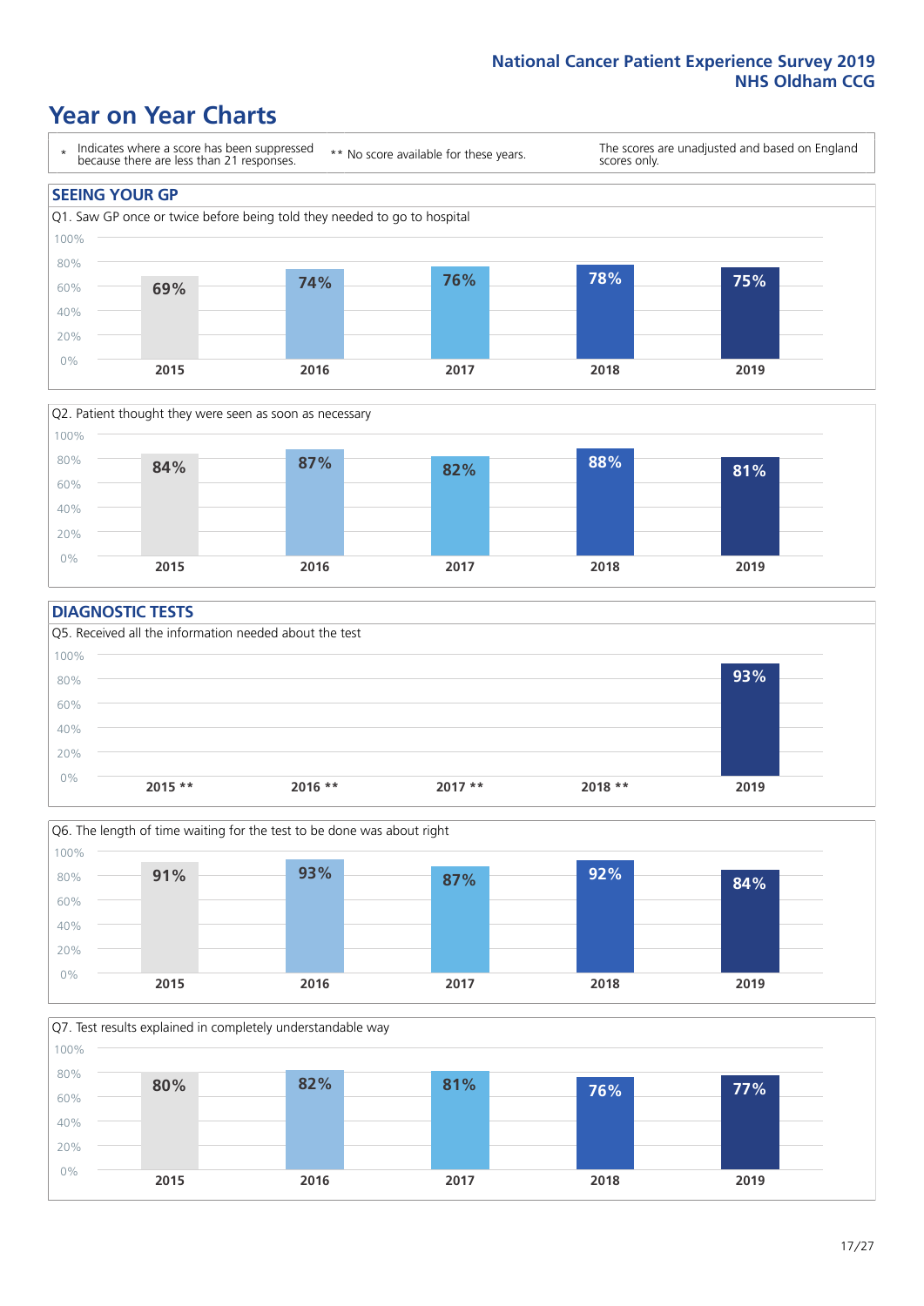# Year on Year Charts

\* Indicates where a score has been suppressed because there are less than 21 responses.

** No score available for these years.

The scores are unadjusted and based on England scores only.

## SEEING YOUR GP

Q1. Saw GP once or twice before being told they needed to go to hospital

| 2015 | 2016 | 2017 | 2018 | 2019 |
|---|---|---|---|---|
| 69% | 74% | 76% | 78% | 75% |

Q2. Patient thought they were seen as soon as necessary

| 2015 | 2016 | 2017 | 2018 | 2019 |
|---|---|---|---|---|
| 84% | 87% | 82% | 88% | 81% |

## DIAGNOSTIC TESTS

Q5. Received all the information needed about the test

| 2015 ** | 2016 ** | 2017 ** | 2018 ** | 2019 |
|---|---|---|---|---|
| | | | | 93% |

Q6. The length of time waiting for the test to be done was about right

| 2015 | 2016 | 2017 | 2018 | 2019 |
|---|---|---|---|---|
| 91% | 93% | 87% | 92% | 84% |

Q7. Test results explained in completely understandable way

| 2015 | 2016 | 2017 | 2018 | 2019 |
|---|---|---|---|---|
| 80% | 82% | 81% | 76% | 77% |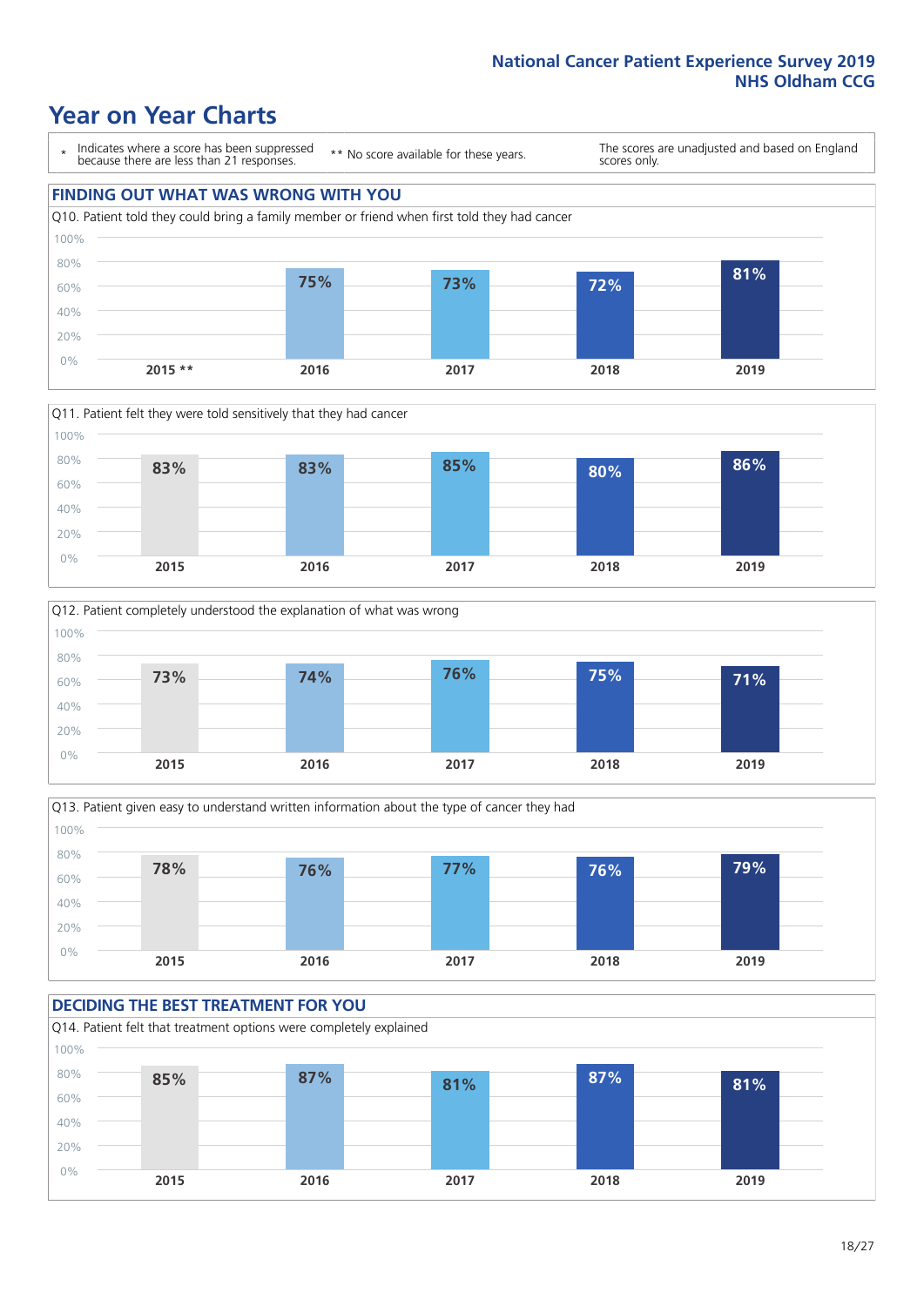## Year on Year Charts

\* Indicates where a score has been suppressed because there are less than 21 responses.

** No score available for these years.

The scores are unadjusted and based on England scores only.

### FINDING OUT WHAT WAS WRONG WITH YOU

Q10. Patient told they could bring a family member or friend when first told they had cancer

| 2015 ** | 2016 | 2017 | 2018 | 2019 |
|---|---|---|---|---|
| | 75% | 73% | 72% | 81% |

Q11. Patient felt they were told sensitively that they had cancer

| 2015 | 2016 | 2017 | 2018 | 2019 |
|---|---|---|---|---|
| 83% | 83% | 85% | 80% | 86% |

Q12. Patient completely understood the explanation of what was wrong

| 2015 | 2016 | 2017 | 2018 | 2019 |
|---|---|---|---|---|
| 73% | 74% | 76% | 75% | 71% |

Q13. Patient given easy to understand written information about the type of cancer they had

| 2015 | 2016 | 2017 | 2018 | 2019 |
|---|---|---|---|---|
| 78% | 76% | 77% | 76% | 79% |

### DECIDING THE BEST TREATMENT FOR YOU

Q14. Patient felt that treatment options were completely explained

| 2015 | 2016 | 2017 | 2018 | 2019 |
|---|---|---|---|---|
| 85% | 87% | 81% | 87% | 81% |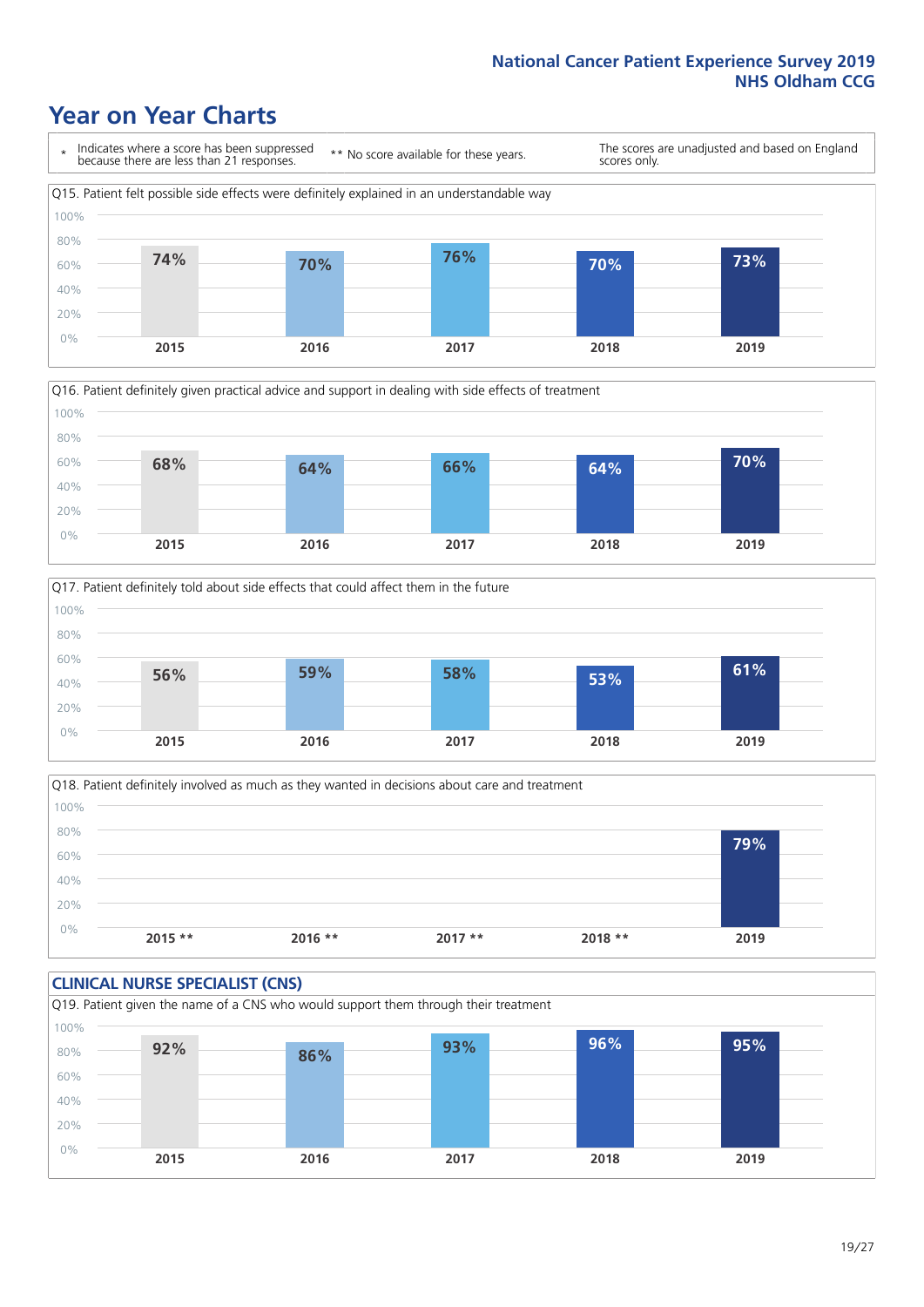National Cancer Patient Experience Survey 2019
NHS Oldham CCG

# Year on Year Charts

\* Indicates where a score has been suppressed because there are less than 21 responses.

** No score available for these years.

The scores are unadjusted and based on England scores only.

Q15. Patient felt possible side effects were definitely explained in an understandable way

| 2015 | 2016 | 2017 | 2018 | 2019 |
|---|---|---|---|---|
| 74% | 70% | 76% | 70% | 73% |

Q16. Patient definitely given practical advice and support in dealing with side effects of treatment

| 2015 | 2016 | 2017 | 2018 | 2019 |
|---|---|---|---|---|
| 68% | 64% | 66% | 64% | 70% |

Q17. Patient definitely told about side effects that could affect them in the future

| 2015 | 2016 | 2017 | 2018 | 2019 |
|---|---|---|---|---|
| 56% | 59% | 58% | 53% | 61% |

Q18. Patient definitely involved as much as they wanted in decisions about care and treatment

| 2015 ** | 2016 ** | 2017 ** | 2018 ** | 2019 |
|---|---|---|---|---|
| | | | | 79% |

## CLINICAL NURSE SPECIALIST (CNS)

Q19. Patient given the name of a CNS who would support them through their treatment

| 2015 | 2016 | 2017 | 2018 | 2019 |
|---|---|---|---|---|
| 92% | 86% | 93% | 96% | 95% |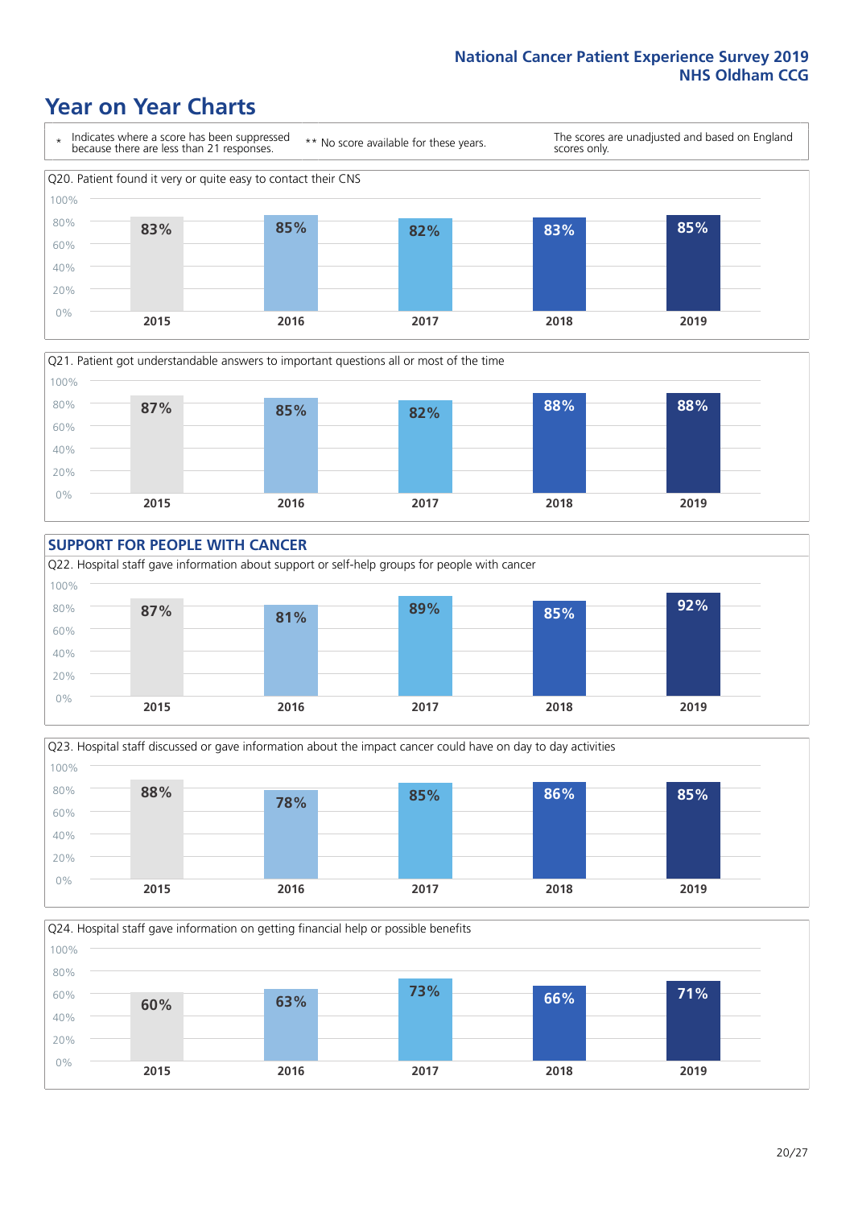# Year on Year Charts

\* Indicates where a score has been suppressed because there are less than 21 responses.

\*\* No score available for these years.

The scores are unadjusted and based on England scores only.

Q20. Patient found it very or quite easy to contact their CNS

| 2015 | 2016 | 2017 | 2018 | 2019 |
|---|---|---|---|---|
| 83% | 85% | 82% | 83% | 85% |

Q21. Patient got understandable answers to important questions all or most of the time

| 2015 | 2016 | 2017 | 2018 | 2019 |
|---|---|---|---|---|
| 87% | 85% | 82% | 88% | 88% |

## SUPPORT FOR PEOPLE WITH CANCER

Q22. Hospital staff gave information about support or self-help groups for people with cancer

| 2015 | 2016 | 2017 | 2018 | 2019 |
|---|---|---|---|---|
| 87% | 81% | 89% | 85% | 92% |

Q23. Hospital staff discussed or gave information about the impact cancer could have on day to day activities

| 2015 | 2016 | 2017 | 2018 | 2019 |
|---|---|---|---|---|
| 88% | 78% | 85% | 86% | 85% |

Q24. Hospital staff gave information on getting financial help or possible benefits

| 2015 | 2016 | 2017 | 2018 | 2019 |
|---|---|---|---|---|
| 60% | 63% | 73% | 66% | 71% |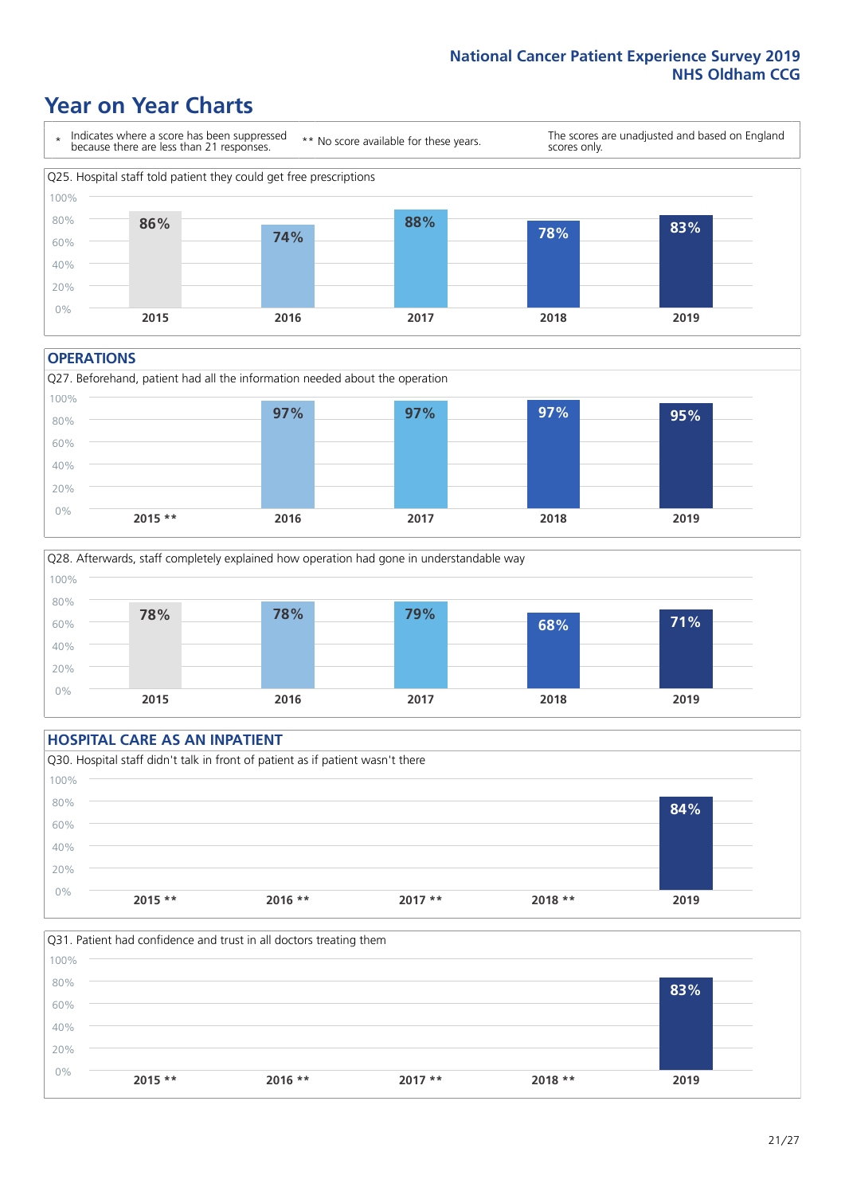# Year on Year Charts

\* Indicates where a score has been suppressed because there are less than 21 responses.

** No score available for these years.

The scores are unadjusted and based on England scores only.

Q25. Hospital staff told patient they could get free prescriptions

| 2015 | 2016 | 2017 | 2018 | 2019 |
|---|---|---|---|---|
| 86% | 74% | 88% | 78% | 83% |

## OPERATIONS

Q27. Beforehand, patient had all the information needed about the operation

| 2015 ** | 2016 | 2017 | 2018 | 2019 |
|---|---|---|---|---|
| | 97% | 97% | 97% | 95% |

Q28. Afterwards, staff completely explained how operation had gone in understandable way

| 2015 | 2016 | 2017 | 2018 | 2019 |
|---|---|---|---|---|
| 78% | 78% | 79% | 68% | 71% |

## HOSPITAL CARE AS AN INPATIENT

Q30. Hospital staff didn't talk in front of patient as if patient wasn't there

| 2015 ** | 2016 ** | 2017 ** | 2018 ** | 2019 |
|---|---|---|---|---|
| | | | | 84% |

Q31. Patient had confidence and trust in all doctors treating them

| 2015 ** | 2016 ** | 2017 ** | 2018 ** | 2019 |
|---|---|---|---|---|
| | | | | 83% |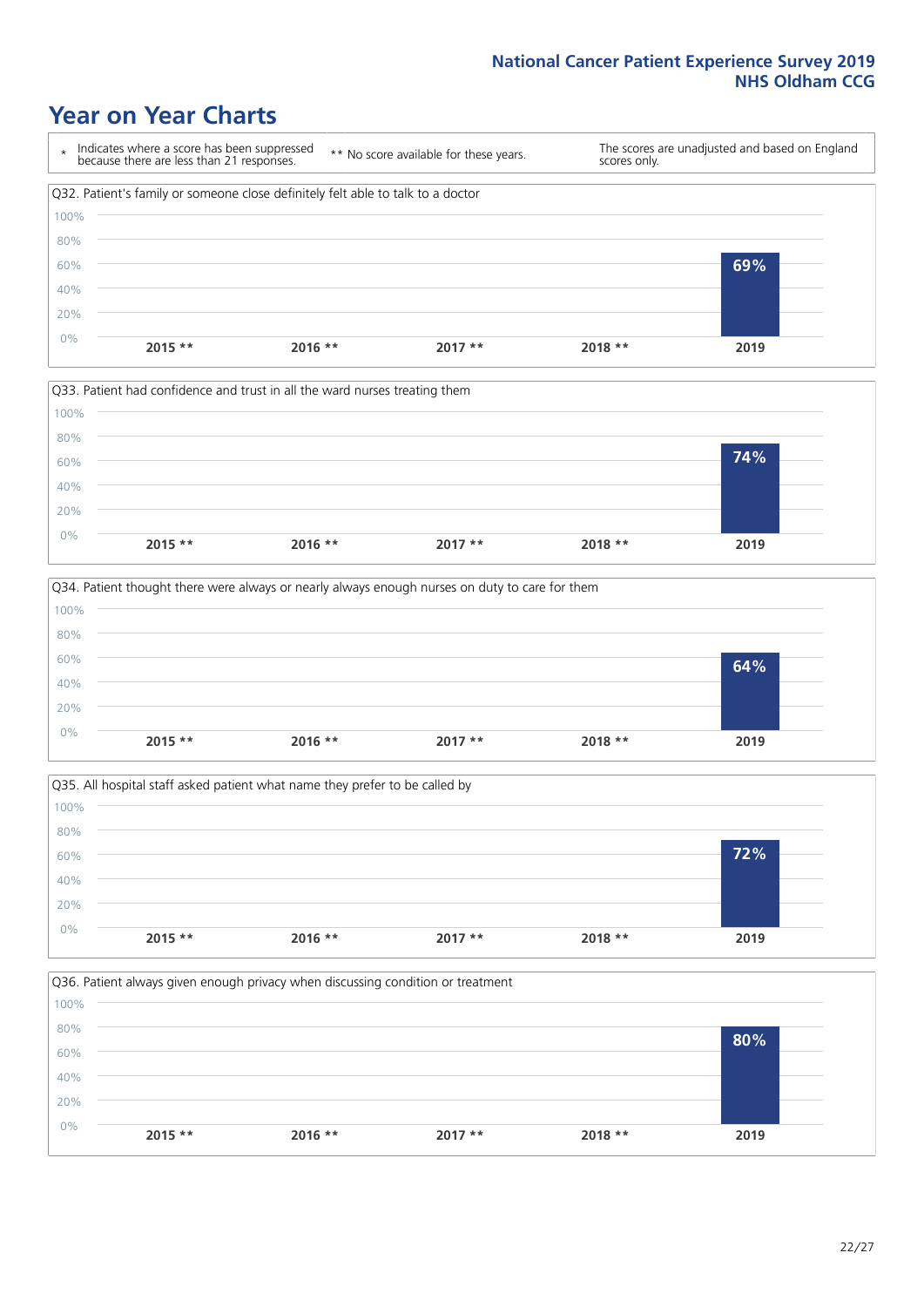# Year on Year Charts

\* Indicates where a score has been suppressed because there are less than 21 responses.

\*\* No score available for these years.

The scores are unadjusted and based on England scores only.

Q32. Patient's family or someone close definitely felt able to talk to a doctor

| 2015 ** | 2016 ** | 2017 ** | 2018 ** | 2019 |
|---|---|---|---|---|
| | | | | 69% |

Q33. Patient had confidence and trust in all the ward nurses treating them

| 2015 ** | 2016 ** | 2017 ** | 2018 ** | 2019 |
|---|---|---|---|---|
| | | | | 74% |

Q34. Patient thought there were always or nearly always enough nurses on duty to care for them

| 2015 ** | 2016 ** | 2017 ** | 2018 ** | 2019 |
|---|---|---|---|---|
| | | | | 64% |

Q35. All hospital staff asked patient what name they prefer to be called by

| 2015 ** | 2016 ** | 2017 ** | 2018 ** | 2019 |
|---|---|---|---|---|
| | | | | 72% |

Q36. Patient always given enough privacy when discussing condition or treatment

| 2015 ** | 2016 ** | 2017 ** | 2018 ** | 2019 |
|---|---|---|---|---|
| | | | | 80% |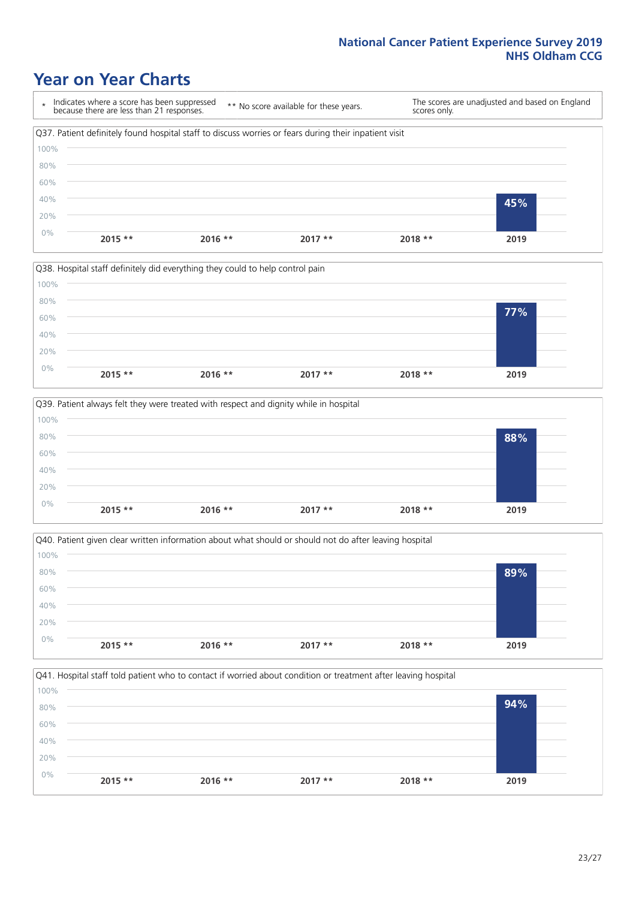# Year on Year Charts

\* Indicates where a score has been suppressed because there are less than 21 responses.

** No score available for these years.

The scores are unadjusted and based on England scores only.

Q37. Patient definitely found hospital staff to discuss worries or fears during their inpatient visit

| 2015 ** | 2016 ** | 2017 ** | 2018 ** | 2019 |
|---|---|---|---|---|
| | | | | 45% |

Q38. Hospital staff definitely did everything they could to help control pain

| 2015 ** | 2016 ** | 2017 ** | 2018 ** | 2019 |
|---|---|---|---|---|
| | | | | 77% |

Q39. Patient always felt they were treated with respect and dignity while in hospital

| 2015 ** | 2016 ** | 2017 ** | 2018 ** | 2019 |
|---|---|---|---|---|
| | | | | 88% |

Q40. Patient given clear written information about what should or should not do after leaving hospital

| 2015 ** | 2016 ** | 2017 ** | 2018 ** | 2019 |
|---|---|---|---|---|
| | | | | 89% |

Q41. Hospital staff told patient who to contact if worried about condition or treatment after leaving hospital

| 2015 ** | 2016 ** | 2017 ** | 2018 ** | 2019 |
|---|---|---|---|---|
| | | | | 94% |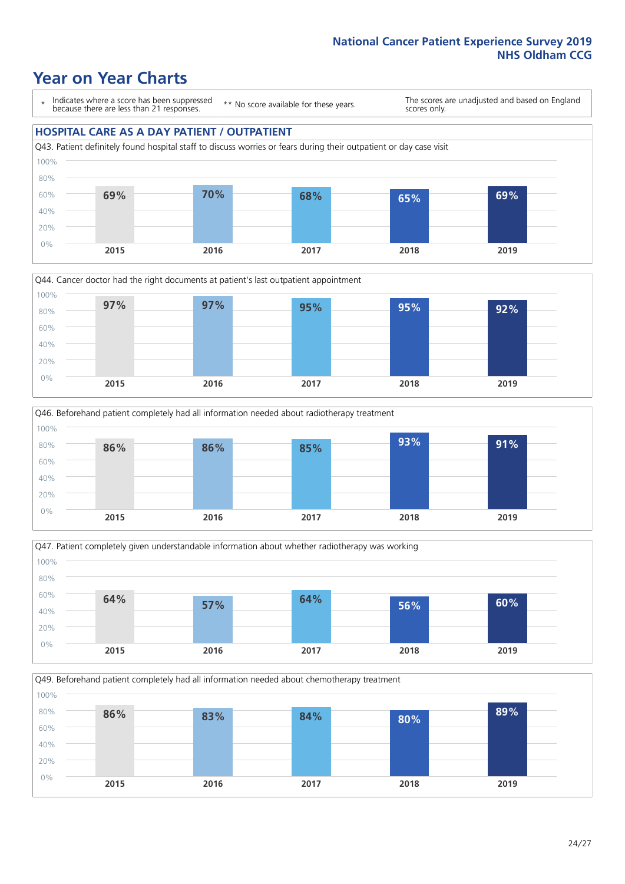# Year on Year Charts

\* Indicates where a score has been suppressed because there are less than 21 responses.

\*\* No score available for these years.

The scores are unadjusted and based on England scores only.

## HOSPITAL CARE AS A DAY PATIENT / OUTPATIENT

Q43. Patient definitely found hospital staff to discuss worries or fears during their outpatient or day case visit

| 2015 | 2016 | 2017 | 2018 | 2019 |
|---|---|---|---|---|
| 69% | 70% | 68% | 65% | 69% |

Q44. Cancer doctor had the right documents at patient's last outpatient appointment

| 2015 | 2016 | 2017 | 2018 | 2019 |
|---|---|---|---|---|
| 97% | 97% | 95% | 95% | 92% |

Q46. Beforehand patient completely had all information needed about radiotherapy treatment

| 2015 | 2016 | 2017 | 2018 | 2019 |
|---|---|---|---|---|
| 86% | 86% | 85% | 93% | 91% |

Q47. Patient completely given understandable information about whether radiotherapy was working

| 2015 | 2016 | 2017 | 2018 | 2019 |
|---|---|---|---|---|
| 64% | 57% | 64% | 56% | 60% |

Q49. Beforehand patient completely had all information needed about chemotherapy treatment

| 2015 | 2016 | 2017 | 2018 | 2019 |
|---|---|---|---|---|
| 86% | 83% | 84% | 80% | 89% |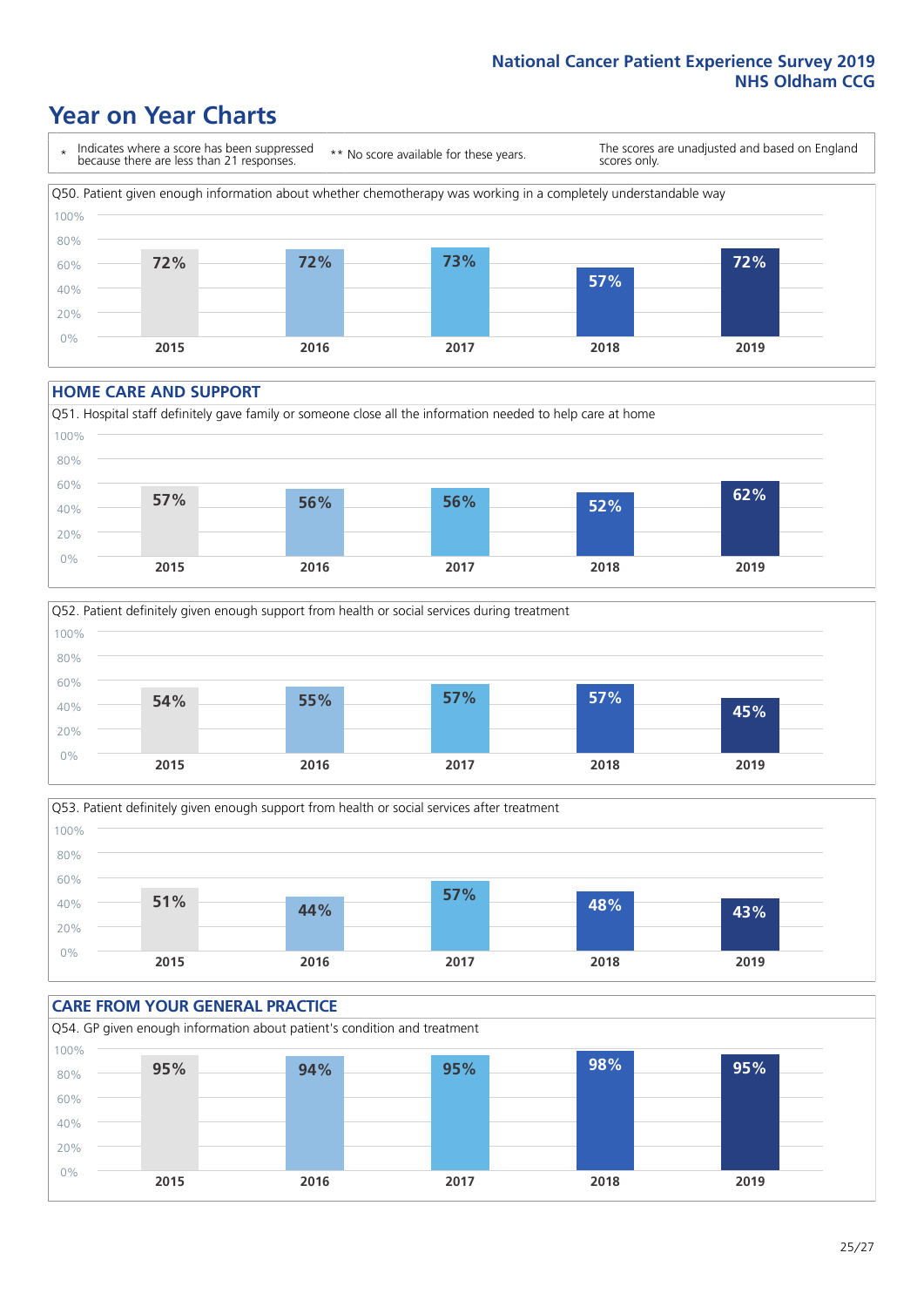# Year on Year Charts

\* Indicates where a score has been suppressed because there are less than 21 responses.

\*\* No score available for these years.

The scores are unadjusted and based on England scores only.

Q50. Patient given enough information about whether chemotherapy was working in a completely understandable way

| 2015 | 2016 | 2017 | 2018 | 2019 |
|---|---|---|---|---|
| 72% | 72% | 73% | 57% | 72% |

## HOME CARE AND SUPPORT

Q51. Hospital staff definitely gave family or someone close all the information needed to help care at home

| 2015 | 2016 | 2017 | 2018 | 2019 |
|---|---|---|---|---|
| 57% | 56% | 56% | 52% | 62% |

Q52. Patient definitely given enough support from health or social services during treatment

| 2015 | 2016 | 2017 | 2018 | 2019 |
|---|---|---|---|---|
| 54% | 55% | 57% | 57% | 45% |

Q53. Patient definitely given enough support from health or social services after treatment

| 2015 | 2016 | 2017 | 2018 | 2019 |
|---|---|---|---|---|
| 51% | 44% | 57% | 48% | 43% |

## CARE FROM YOUR GENERAL PRACTICE

Q54. GP given enough information about patient's condition and treatment

| 2015 | 2016 | 2017 | 2018 | 2019 |
|---|---|---|---|---|
| 95% | 94% | 95% | 98% | 95% |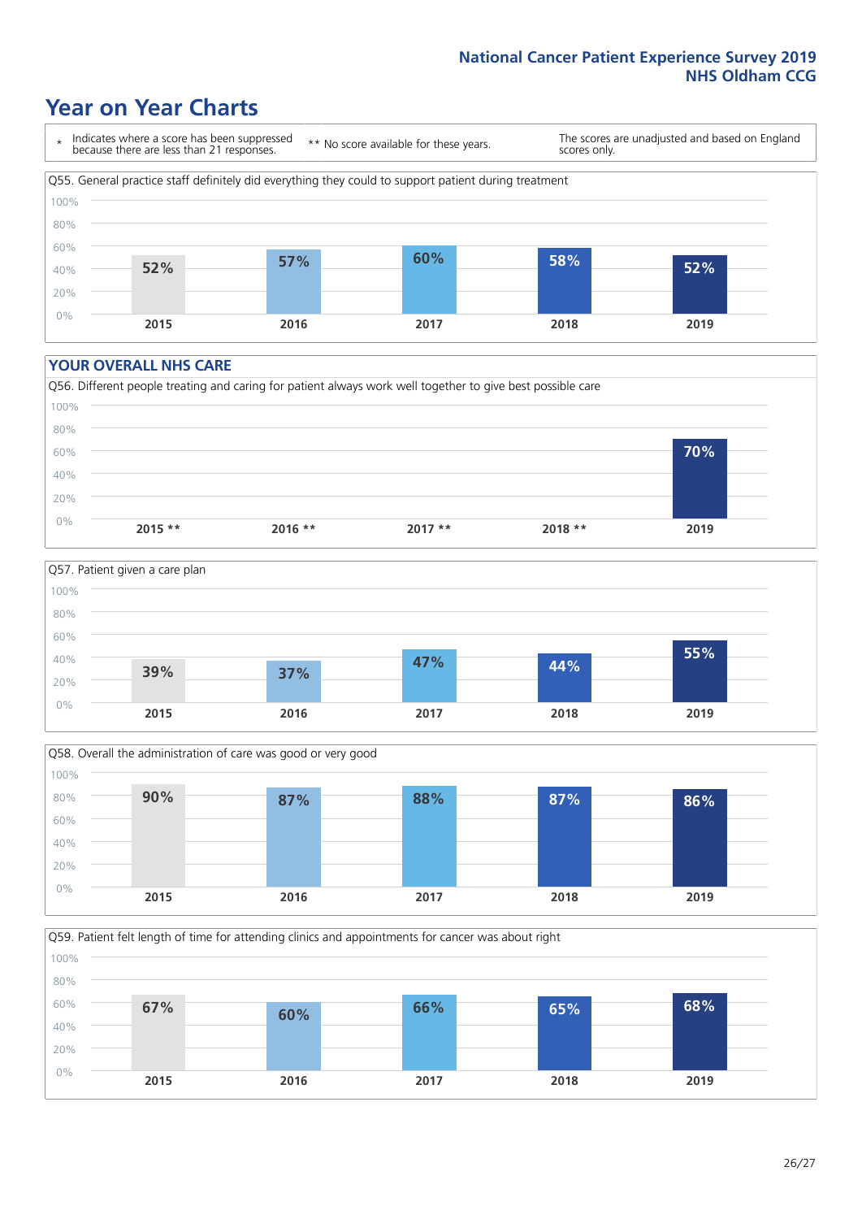# Year on Year Charts

| * Indicates where a score has been suppressed because there are less than 21 responses. | ** No score available for these years. | The scores are unadjusted and based on England scores only. |
|---|---|---|

Q55. General practice staff definitely did everything they could to support patient during treatment

| 2015 | 2016 | 2017 | 2018 | 2019 |
|---|---|---|---|---|
| 52% | 57% | 60% | 58% | 52% |

## YOUR OVERALL NHS CARE

Q56. Different people treating and caring for patient always work well together to give best possible care

| 2015 ** | 2016 ** | 2017 ** | 2018 ** | 2019 |
|---|---|---|---|---|
| | | | | 70% |

Q57. Patient given a care plan

| 2015 | 2016 | 2017 | 2018 | 2019 |
|---|---|---|---|---|
| 39% | 37% | 47% | 44% | 55% |

Q58. Overall the administration of care was good or very good

| 2015 | 2016 | 2017 | 2018 | 2019 |
|---|---|---|---|---|
| 90% | 87% | 88% | 87% | 86% |

Q59. Patient felt length of time for attending clinics and appointments for cancer was about right

| 2015 | 2016 | 2017 | 2018 | 2019 |
|---|---|---|---|---|
| 67% | 60% | 66% | 65% | 68% |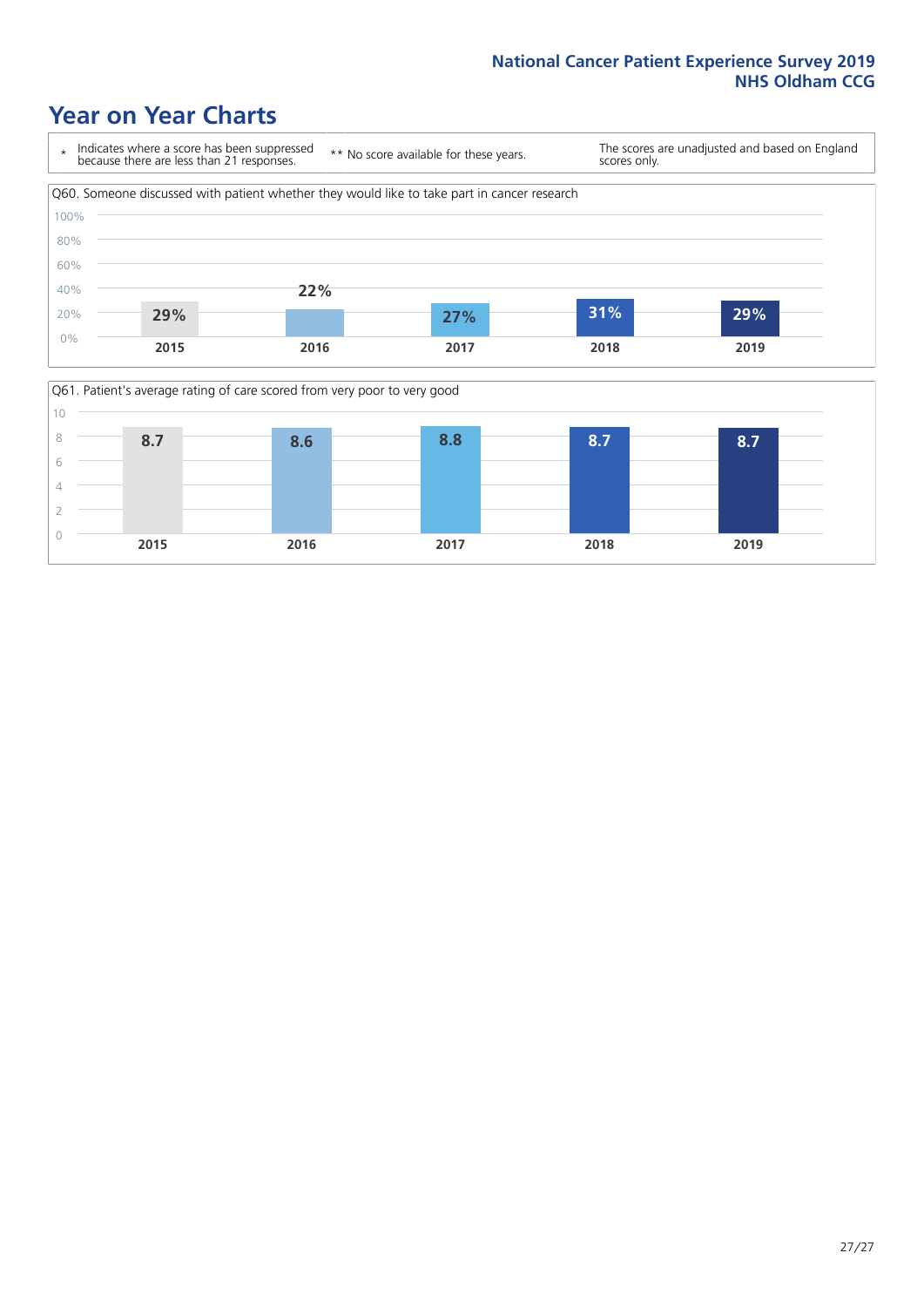# Year on Year Charts

\* Indicates where a score has been suppressed because there are less than 21 responses.

** No score available for these years.

The scores are unadjusted and based on England scores only.

Q60. Someone discussed with patient whether they would like to take part in cancer research

100%
80%
60%
40%
20%
0%

29% 22% 27% 31% 29%

2015 2016 2017 2018 2019

Q61. Patient's average rating of care scored from very poor to very good

10
8
6
4
2
0

8.7 8.6 8.8 8.7 8.7

2015 2016 2017 2018 2019